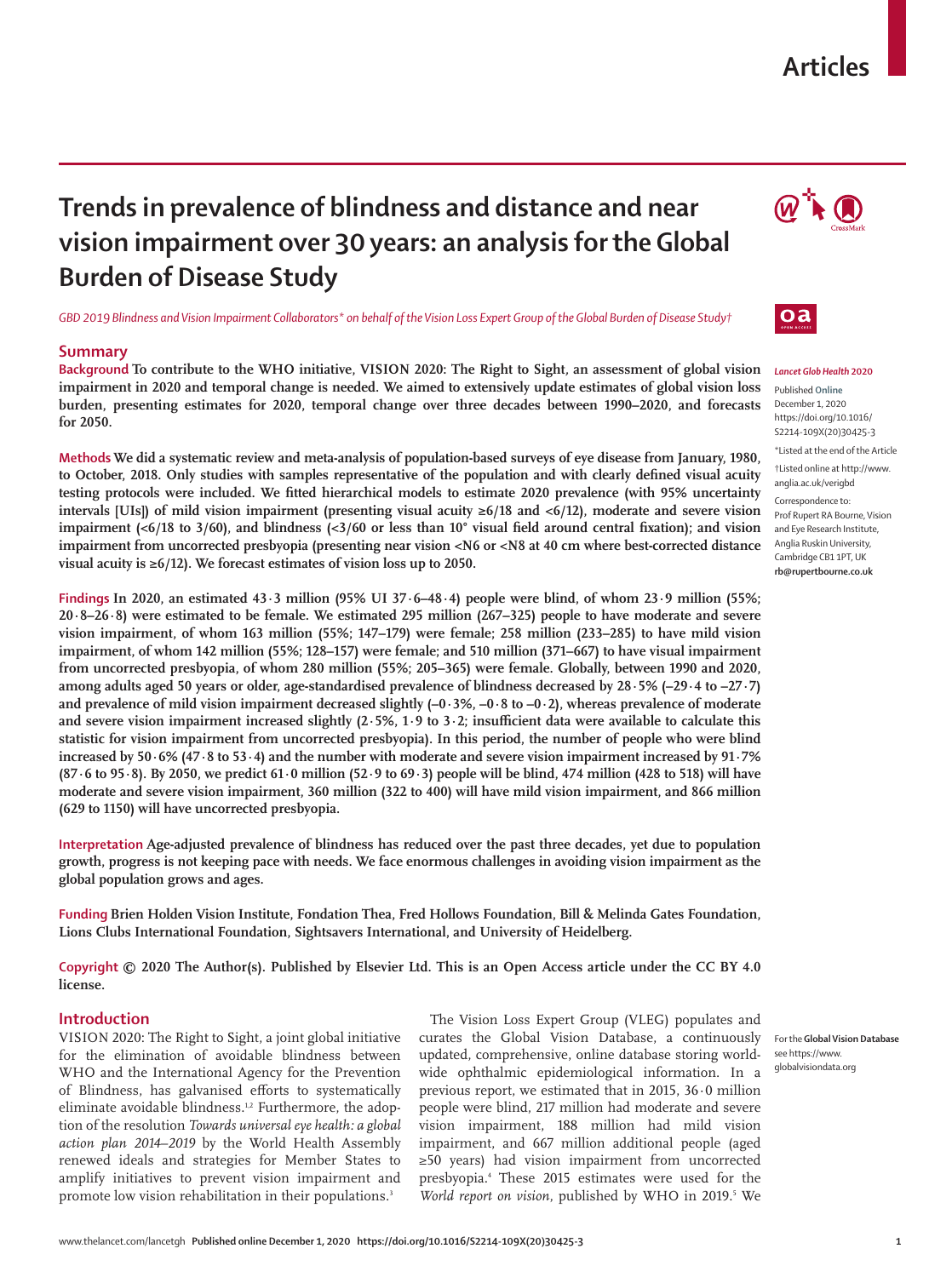# Trends in prevalence of blindness and distance and near vision impairment over 30 years: an analysis for the Global Burden of Disease Study

*GBD 2019 Blindness and Vision Impairment Collaborators\* on behalf of the Vision Loss Expert Group of the Global Burden of Disease Study†*

*Lancet Glob Health* 2020

Published Online December 1, 2020 https://doi.org/10.1016/S2214-109X(20)30425-3

\*Listed at the end of the Article

†Listed online at http://www.anglia.ac.uk/verigbd

Correspondence to: Prof Rupert RA Bourne, Vision and Eye Research Institute, Anglia Ruskin University, Cambridge CB1 1PT, UK **rb@rupertbourne.co.uk**

## Summary

**Background** To contribute to the WHO initiative, VISION 2020: The Right to Sight, an assessment of global vision impairment in 2020 and temporal change is needed. We aimed to extensively update estimates of global vision loss burden, presenting estimates for 2020, temporal change over three decades between 1990–2020, and forecasts for 2050.

**Methods** We did a systematic review and meta-analysis of population-based surveys of eye disease from January, 1980, to October, 2018. Only studies with samples representative of the population and with clearly defined visual acuity testing protocols were included. We fitted hierarchical models to estimate 2020 prevalence (with 95% uncertainty intervals [UIs]) of mild vision impairment (presenting visual acuity ≥6/18 and <6/12), moderate and severe vision impairment (<6/18 to 3/60), and blindness (<3/60 or less than 10° visual field around central fixation); and vision impairment from uncorrected presbyopia (presenting near vision <N6 or <N8 at 40 cm where best-corrected distance visual acuity is ≥6/12). We forecast estimates of vision loss up to 2050.

**Findings** In 2020, an estimated 43·3 million (95% UI 37·6–48·4) people were blind, of whom 23·9 million (55%; 20·8–26·8) were estimated to be female. We estimated 295 million (267–325) people to have moderate and severe vision impairment, of whom 163 million (55%; 147–179) were female; 258 million (233–285) to have mild vision impairment, of whom 142 million (55%; 128–157) were female; and 510 million (371–667) to have visual impairment from uncorrected presbyopia, of whom 280 million (55%; 205–365) were female. Globally, between 1990 and 2020, among adults aged 50 years or older, age-standardised prevalence of blindness decreased by 28·5% (–29·4 to –27·7) and prevalence of mild vision impairment decreased slightly (–0·3%, –0·8 to –0·2), whereas prevalence of moderate and severe vision impairment increased slightly (2·5%, 1·9 to 3·2; insufficient data were available to calculate this statistic for vision impairment from uncorrected presbyopia). In this period, the number of people who were blind increased by 50·6% (47·8 to 53·4) and the number with moderate and severe vision impairment increased by 91·7% (87·6 to 95·8). By 2050, we predict 61·0 million (52·9 to 69·3) people will be blind, 474 million (428 to 518) will have moderate and severe vision impairment, 360 million (322 to 400) will have mild vision impairment, and 866 million (629 to 1150) will have uncorrected presbyopia.

**Interpretation** Age-adjusted prevalence of blindness has reduced over the past three decades, yet due to population growth, progress is not keeping pace with needs. We face enormous challenges in avoiding vision impairment as the global population grows and ages.

**Funding** Brien Holden Vision Institute, Fondation Thea, Fred Hollows Foundation, Bill & Melinda Gates Foundation, Lions Clubs International Foundation, Sightsavers International, and University of Heidelberg.

**Copyright** © 2020 The Author(s). Published by Elsevier Ltd. This is an Open Access article under the CC BY 4.0 license.

## Introduction

VISION 2020: The Right to Sight, a joint global initiative for the elimination of avoidable blindness between WHO and the International Agency for the Prevention of Blindness, has galvanised efforts to systematically eliminate avoidable blindness.[1,2] Furthermore, the adoption of the resolution *Towards universal eye health: a global action plan 2014–2019* by the World Health Assembly renewed ideals and strategies for Member States to amplify initiatives to prevent vision impairment and promote low vision rehabilitation in their populations.[3]

The Vision Loss Expert Group (VLEG) populates and curates the Global Vision Database, a continuously updated, comprehensive, online database storing worldwide ophthalmic epidemiological information. In a previous report, we estimated that in 2015, 36·0 million people were blind, 217 million had moderate and severe vision impairment, 188 million had mild vision impairment, and 667 million additional people (aged ≥50 years) had vision impairment from uncorrected presbyopia.[4] These 2015 estimates were used for the *World report on vision*, published by WHO in 2019.[5] We

For the **Global Vision Database** see https://www.globalvisiondata.org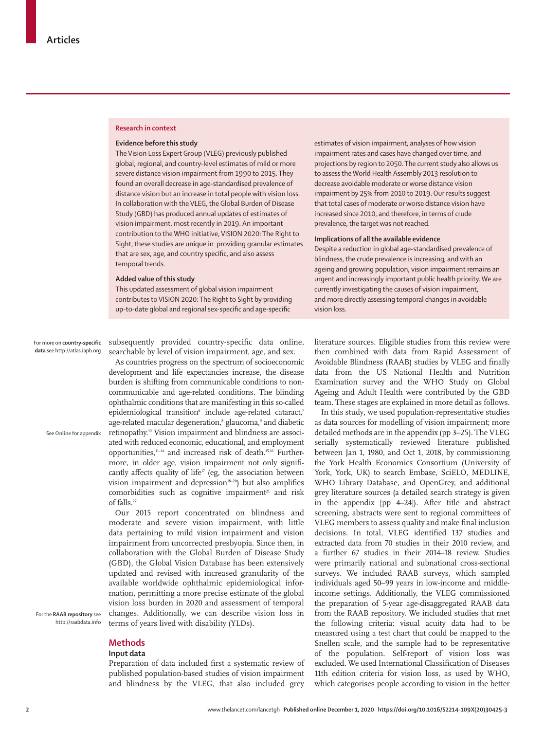## Research in context

**Evidence before this study**

The Vision Loss Expert Group (VLEG) previously published global, regional, and country-level estimates of mild or more severe distance vision impairment from 1990 to 2015. They found an overall decrease in age-standardised prevalence of distance vision but an increase in total people with vision loss. In collaboration with the VLEG, the Global Burden of Disease Study (GBD) has produced annual updates of estimates of vision impairment, most recently in 2019. An important contribution to the WHO initiative, VISION 2020: The Right to Sight, these studies are unique in providing granular estimates that are sex, age, and country specific, and also assess temporal trends.

**Added value of this study**

This updated assessment of global vision impairment contributes to VISION 2020: The Right to Sight by providing up-to-date global and regional sex-specific and age-specific estimates of vision impairment, analyses of how vision impairment rates and cases have changed over time, and projections by region to 2050. The current study also allows us to assess the World Health Assembly 2013 resolution to decrease avoidable moderate or worse distance vision impairment by 25% from 2010 to 2019. Our results suggest that total cases of moderate or worse distance vision have increased since 2010, and therefore, in terms of crude prevalence, the target was not reached.

**Implications of all the available evidence**

Despite a reduction in global age-standardised prevalence of blindness, the crude prevalence is increasing, and with an ageing and growing population, vision impairment remains an urgent and increasingly important public health priority. We are currently investigating the causes of vision impairment, and more directly assessing temporal changes in avoidable vision loss.

subsequently provided country-specific data online, searchable by level of vision impairment, age, and sex.

For more on **country-specific data** see http://atlas.iapb.org

As countries progress on the spectrum of socioeconomic development and life expectancies increase, the disease burden is shifting from communicable conditions to non-communicable and age-related conditions. The blinding ophthalmic conditions that are manifesting in this so-called epidemiological transition[6] include age-related cataract,[7] age-related macular degeneration,[8] glaucoma,[9] and diabetic retinopathy.[10] Vision impairment and blindness are associated with reduced economic, educational, and employment opportunities,[11–14] and increased risk of death.[15,16] Furthermore, in older age, vision impairment not only significantly affects quality of life[17] (eg, the association between vision impairment and depression[18–20]) but also amplifies comorbidities such as cognitive impairment[21] and risk of falls.[22]

See **Online** for appendix

Our 2015 report concentrated on blindness and moderate and severe vision impairment, with little data pertaining to mild vision impairment and vision impairment from uncorrected presbyopia. Since then, in collaboration with the Global Burden of Disease Study (GBD), the Global Vision Database has been extensively updated and revised with increased granularity of the available worldwide ophthalmic epidemiological information, permitting a more precise estimate of the global vision loss burden in 2020 and assessment of temporal changes. Additionally, we can describe vision loss in terms of years lived with disability (YLDs).

For the **RAAB repository** see http://raabdata.info

## Methods

### Input data

Preparation of data included first a systematic review of published population-based studies of vision impairment and blindness by the VLEG, that also included grey literature sources. Eligible studies from this review were then combined with data from Rapid Assessment of Avoidable Blindness (RAAB) studies by VLEG and finally data from the US National Health and Nutrition Examination survey and the WHO Study on Global Ageing and Adult Health were contributed by the GBD team. These stages are explained in more detail as follows.

In this study, we used population-representative studies as data sources for modelling of vision impairment; more detailed methods are in the appendix (pp 3–25). The VLEG serially systematically reviewed literature published between Jan 1, 1980, and Oct 1, 2018, by commissioning the York Health Economics Consortium (University of York, York, UK) to search Embase, SciELO, MEDLINE, WHO Library Database, and OpenGrey, and additional grey literature sources (a detailed search strategy is given in the appendix [pp 4–24]). After title and abstract screening, abstracts were sent to regional committees of VLEG members to assess quality and make final inclusion decisions. In total, VLEG identified 137 studies and extracted data from 70 studies in their 2010 review, and a further 67 studies in their 2014–18 review. Studies were primarily national and subnational cross-sectional surveys. We included RAAB surveys, which sampled individuals aged 50–99 years in low-income and middle-income settings. Additionally, the VLEG commissioned the preparation of 5-year age-disaggregated RAAB data from the RAAB repository. We included studies that met the following criteria: visual acuity data had to be measured using a test chart that could be mapped to the Snellen scale, and the sample had to be representative of the population. Self-report of vision loss was excluded. We used International Classification of Diseases 11th edition criteria for vision loss, as used by WHO, which categorises people according to vision in the better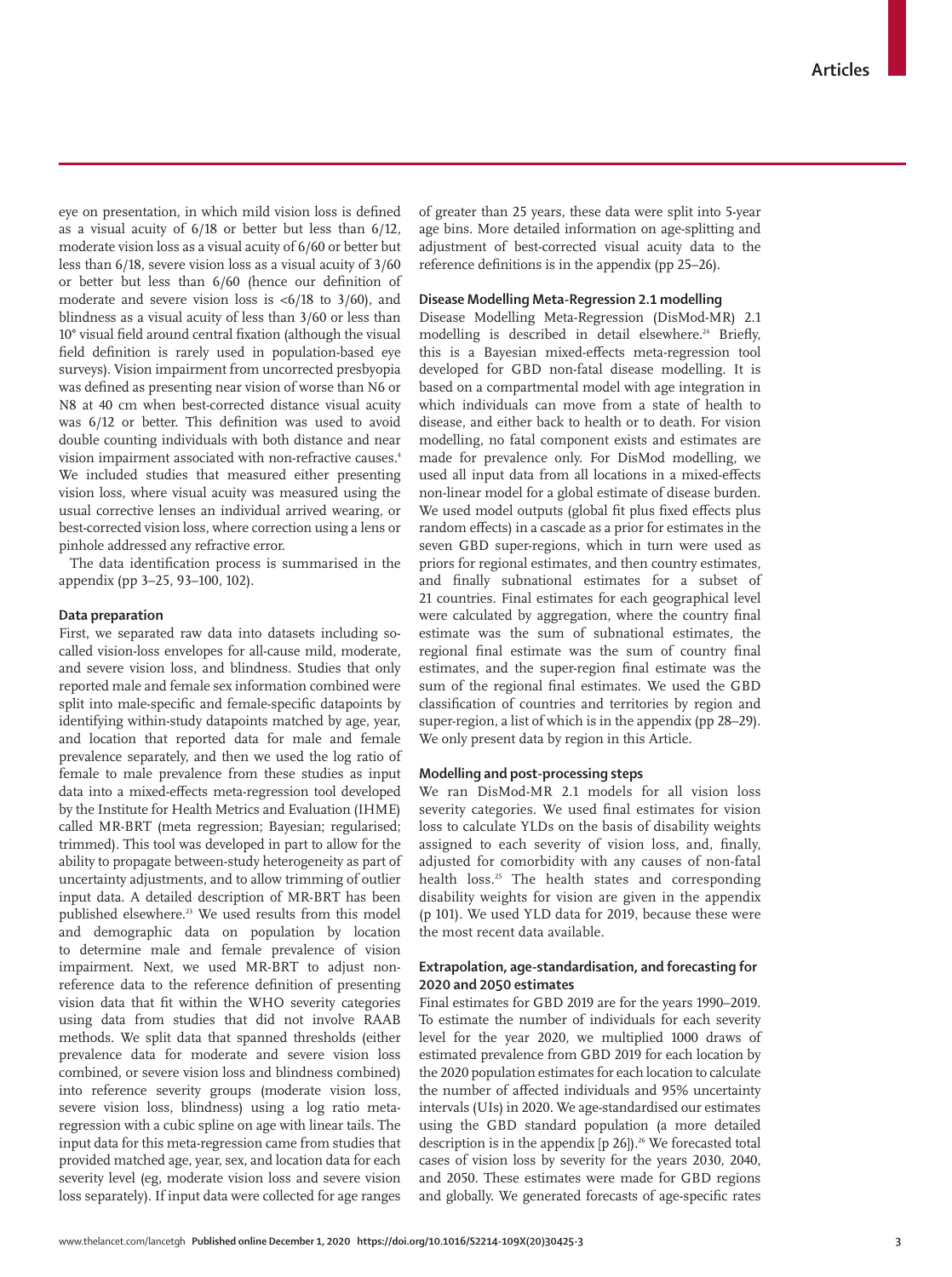eye on presentation, in which mild vision loss is defined as a visual acuity of 6/18 or better but less than 6/12, moderate vision loss as a visual acuity of 6/60 or better but less than 6/18, severe vision loss as a visual acuity of 3/60 or better but less than 6/60 (hence our definition of moderate and severe vision loss is <6/18 to 3/60), and blindness as a visual acuity of less than 3/60 or less than 10° visual field around central fixation (although the visual field definition is rarely used in population-based eye surveys). Vision impairment from uncorrected presbyopia was defined as presenting near vision of worse than N6 or N8 at 40 cm when best-corrected distance visual acuity was 6/12 or better. This definition was used to avoid double counting individuals with both distance and near vision impairment associated with non-refractive causes.[4] We included studies that measured either presenting vision loss, where visual acuity was measured using the usual corrective lenses an individual arrived wearing, or best-corrected vision loss, where correction using a lens or pinhole addressed any refractive error.

The data identification process is summarised in the appendix (pp 3–25, 93–100, 102).

### Data preparation

First, we separated raw data into datasets including so-called vision-loss envelopes for all-cause mild, moderate, and severe vision loss, and blindness. Studies that only reported male and female sex information combined were split into male-specific and female-specific datapoints by identifying within-study datapoints matched by age, year, and location that reported data for male and female prevalence separately, and then we used the log ratio of female to male prevalence from these studies as input data into a mixed-effects meta-regression tool developed by the Institute for Health Metrics and Evaluation (IHME) called MR-BRT (meta regression; Bayesian; regularised; trimmed). This tool was developed in part to allow for the ability to propagate between-study heterogeneity as part of uncertainty adjustments, and to allow trimming of outlier input data. A detailed description of MR-BRT has been published elsewhere.[23] We used results from this model and demographic data on population by location to determine male and female prevalence of vision impairment. Next, we used MR-BRT to adjust non-reference data to the reference definition of presenting vision data that fit within the WHO severity categories using data from studies that did not involve RAAB methods. We split data that spanned thresholds (either prevalence data for moderate and severe vision loss combined, or severe vision loss and blindness combined) into reference severity groups (moderate vision loss, severe vision loss, blindness) using a log ratio meta-regression with a cubic spline on age with linear tails. The input data for this meta-regression came from studies that provided matched age, year, sex, and location data for each severity level (eg, moderate vision loss and severe vision loss separately). If input data were collected for age ranges of greater than 25 years, these data were split into 5-year age bins. More detailed information on age-splitting and adjustment of best-corrected visual acuity data to the reference definitions is in the appendix (pp 25–26).

### Disease Modelling Meta-Regression 2.1 modelling

Disease Modelling Meta-Regression (DisMod-MR) 2.1 modelling is described in detail elsewhere.[24] Briefly, this is a Bayesian mixed-effects meta-regression tool developed for GBD non-fatal disease modelling. It is based on a compartmental model with age integration in which individuals can move from a state of health to disease, and either back to health or to death. For vision modelling, no fatal component exists and estimates are made for prevalence only. For DisMod modelling, we used all input data from all locations in a mixed-effects non-linear model for a global estimate of disease burden. We used model outputs (global fit plus fixed effects plus random effects) in a cascade as a prior for estimates in the seven GBD super-regions, which in turn were used as priors for regional estimates, and then country estimates, and finally subnational estimates for a subset of 21 countries. Final estimates for each geographical level were calculated by aggregation, where the country final estimate was the sum of subnational estimates, the regional final estimate was the sum of country final estimates, and the super-region final estimate was the sum of the regional final estimates. We used the GBD classification of countries and territories by region and super-region, a list of which is in the appendix (pp 28–29). We only present data by region in this Article.

### Modelling and post-processing steps

We ran DisMod-MR 2.1 models for all vision loss severity categories. We used final estimates for vision loss to calculate YLDs on the basis of disability weights assigned to each severity of vision loss, and, finally, adjusted for comorbidity with any causes of non-fatal health loss.[25] The health states and corresponding disability weights for vision are given in the appendix (p 101). We used YLD data for 2019, because these were the most recent data available.

### Extrapolation, age-standardisation, and forecasting for 2020 and 2050 estimates

Final estimates for GBD 2019 are for the years 1990–2019. To estimate the number of individuals for each severity level for the year 2020, we multiplied 1000 draws of estimated prevalence from GBD 2019 for each location by the 2020 population estimates for each location to calculate the number of affected individuals and 95% uncertainty intervals (UIs) in 2020. We age-standardised our estimates using the GBD standard population (a more detailed description is in the appendix [p 26]).[26] We forecasted total cases of vision loss by severity for the years 2030, 2040, and 2050. These estimates were made for GBD regions and globally. We generated forecasts of age-specific rates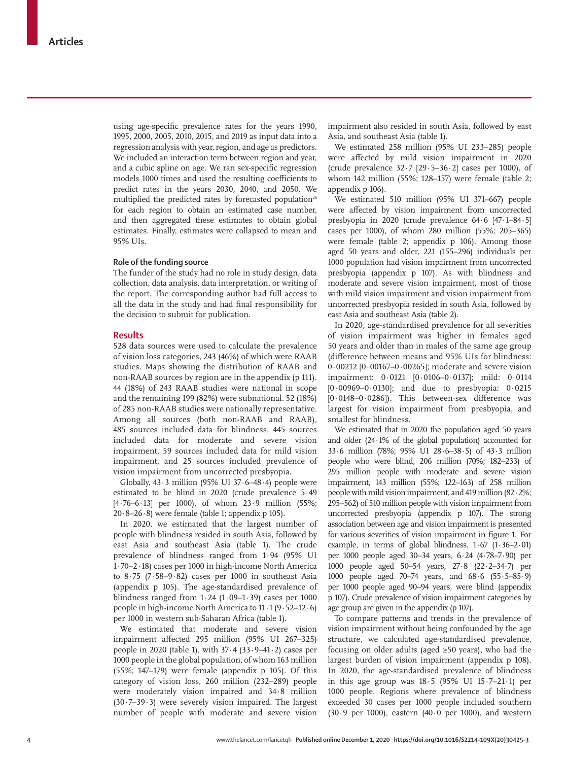using age-specific prevalence rates for the years 1990, 1995, 2000, 2005, 2010, 2015, and 2019 as input data into a regression analysis with year, region, and age as predictors. We included an interaction term between region and year, and a cubic spline on age. We ran sex-specific regression models 1000 times and used the resulting coefficients to predict rates in the years 2030, 2040, and 2050. We multiplied the predicted rates by forecasted population[26] for each region to obtain an estimated case number, and then aggregated these estimates to obtain global estimates. Finally, estimates were collapsed to mean and 95% UIs.

### Role of the funding source

The funder of the study had no role in study design, data collection, data analysis, data interpretation, or writing of the report. The corresponding author had full access to all the data in the study and had final responsibility for the decision to submit for publication.

## Results

528 data sources were used to calculate the prevalence of vision loss categories, 243 (46%) of which were RAAB studies. Maps showing the distribution of RAAB and non-RAAB sources by region are in the appendix (p 111). 44 (18%) of 243 RAAB studies were national in scope and the remaining 199 (82%) were subnational. 52 (18%) of 285 non-RAAB studies were nationally representative. Among all sources (both non-RAAB and RAAB), 485 sources included data for blindness, 445 sources included data for moderate and severe vision impairment, 59 sources included data for mild vision impairment, and 25 sources included prevalence of vision impairment from uncorrected presbyopia.

Globally, 43·3 million (95% UI 37·6–48·4) people were estimated to be blind in 2020 (crude prevalence 5·49 [4·76–6·13] per 1000), of whom 23·9 million (55%; 20·8–26·8) were female (table 1; appendix p 105).

In 2020, we estimated that the largest number of people with blindness resided in south Asia, followed by east Asia and southeast Asia (table 1). The crude prevalence of blindness ranged from 1·94 (95% UI 1·70–2·18) cases per 1000 in high-income North America to 8·75 (7·58–9·82) cases per 1000 in southeast Asia (appendix p 105). The age-standardised prevalence of blindness ranged from 1·24 (1·09–1·39) cases per 1000 people in high-income North America to 11·1 (9·52–12·6) per 1000 in western sub-Saharan Africa (table 1).

We estimated that moderate and severe vision impairment affected 295 million (95% UI 267–325) people in 2020 (table 1), with 37·4 (33·9–41·2) cases per 1000 people in the global population, of whom 163 million (55%; 147–179) were female (appendix p 105). Of this category of vision loss, 260 million (232–289) people were moderately vision impaired and 34·8 million (30·7–39·3) were severely vision impaired. The largest number of people with moderate and severe vision impairment also resided in south Asia, followed by east Asia, and southeast Asia (table 1).

We estimated 258 million (95% UI 233–285) people were affected by mild vision impairment in 2020 (crude prevalence 32·7 [29·5–36·2] cases per 1000), of whom 142 million (55%; 128–157) were female (table 2; appendix p 106).

We estimated 510 million (95% UI 371–667) people were affected by vision impairment from uncorrected presbyopia in 2020 (crude prevalence 64·6 [47·1–84·5] cases per 1000), of whom 280 million (55%; 205–365) were female (table 2; appendix p 106). Among those aged 50 years and older, 221 (155–296) individuals per 1000 population had vision impairment from uncorrected presbyopia (appendix p 107). As with blindness and moderate and severe vision impairment, most of those with mild vision impairment and vision impairment from uncorrected presbyopia resided in south Asia, followed by east Asia and southeast Asia (table 2).

In 2020, age-standardised prevalence for all severities of vision impairment was higher in females aged 50 years and older than in males of the same age group (difference between means and 95% UIs for blindness: 0·00212 [0·00167–0·00265]; moderate and severe vision impairment: 0·0121 [0·0106–0·0137]; mild: 0·0114 [0·00969–0·0130]; and due to presbyopia: 0·0215 [0·0148–0·0286]). This between-sex difference was largest for vision impairment from presbyopia, and smallest for blindness.

We estimated that in 2020 the population aged 50 years and older (24·1% of the global population) accounted for 33·6 million (78%; 95% UI 28·6–38·5) of 43·3 million people who were blind, 206 million (70%; 182–233) of 295 million people with moderate and severe vision impairment, 143 million (55%; 122–163) of 258 million people with mild vision impairment, and 419 million (82·2%; 295–562) of 510 million people with vision impairment from uncorrected presbyopia (appendix p 107). The strong association between age and vision impairment is presented for various severities of vision impairment in figure 1. For example, in terms of global blindness, 1·67 (1·36–2·01) per 1000 people aged 30–34 years, 6·24 (4·78–7·90) per 1000 people aged 50–54 years, 27·8 (22·2–34·7) per 1000 people aged 70–74 years, and 68·6 (55·5–85·9) per 1000 people aged 90–94 years, were blind (appendix p 107). Crude prevalence of vision impairment categories by age group are given in the appendix (p 107).

To compare patterns and trends in the prevalence of vision impairment without being confounded by the age structure, we calculated age-standardised prevalence, focusing on older adults (aged ≥50 years), who had the largest burden of vision impairment (appendix p 108). In 2020, the age-standardised prevalence of blindness in this age group was 18·5 (95% UI 15·7–21·1) per 1000 people. Regions where prevalence of blindness exceeded 30 cases per 1000 people included southern (30·9 per 1000), eastern (40·0 per 1000), and western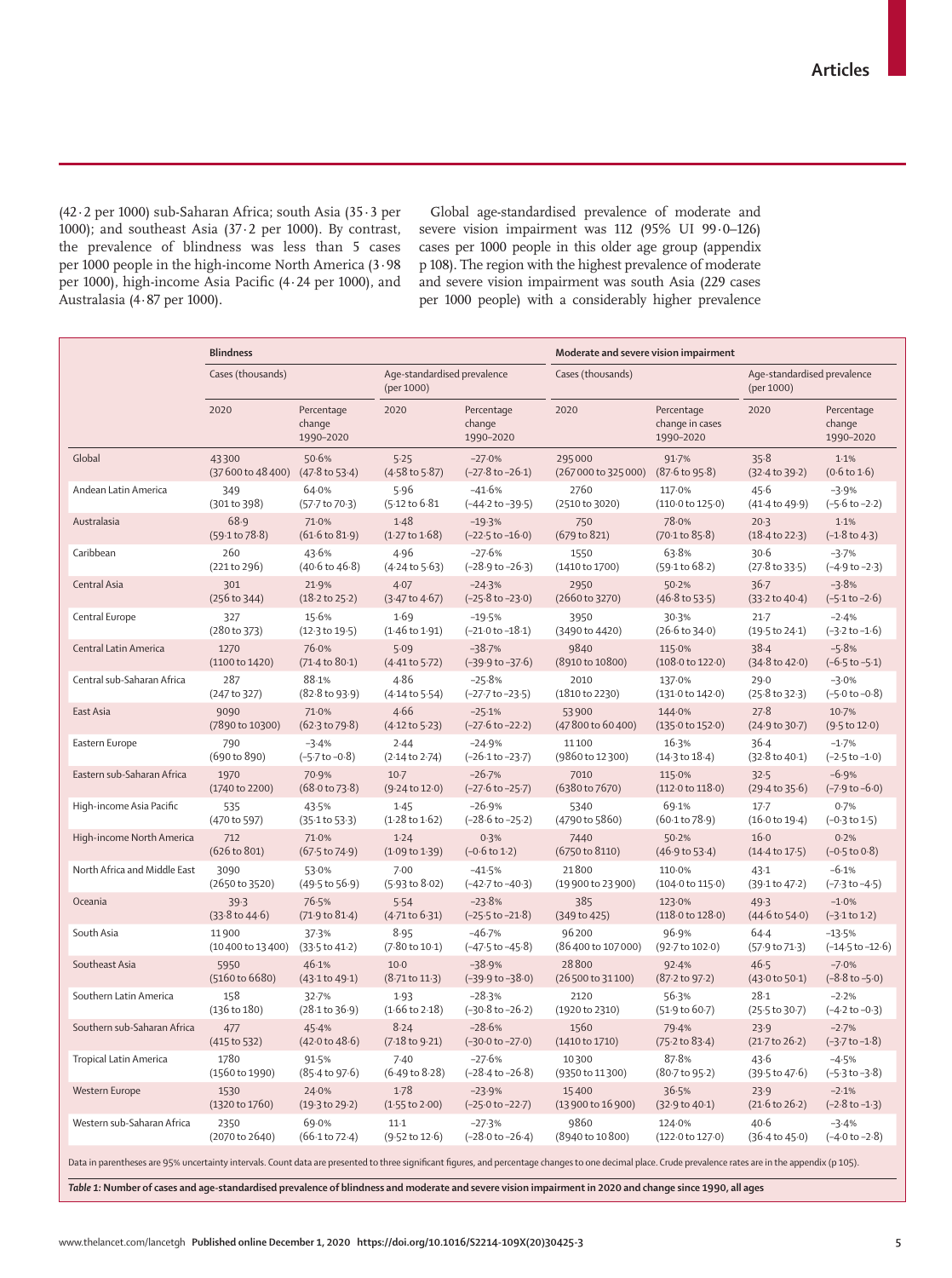(42·2 per 1000) sub-Saharan Africa; south Asia (35·3 per 1000); and southeast Asia (37·2 per 1000). By contrast, the prevalence of blindness was less than 5 cases per 1000 people in the high-income North America (3·98 per 1000), high-income Asia Pacific (4·24 per 1000), and Australasia (4·87 per 1000).

Global age-standardised prevalence of moderate and severe vision impairment was 112 (95% UI 99·0–126) cases per 1000 people in this older age group (appendix p 108). The region with the highest prevalence of moderate and severe vision impairment was south Asia (229 cases per 1000 people) with a considerably higher prevalence

| | Blindness | | | | Moderate and severe vision impairment | | | |
|---|---|---|---|---|---|---|---|---|
| | Cases (thousands) | | Age-standardised prevalence (per 1000) | | Cases (thousands) | | Age-standardised prevalence (per 1000) | |
| | 2020 | Percentage change 1990–2020 | 2020 | Percentage change 1990–2020 | 2020 | Percentage change in cases 1990–2020 | 2020 | Percentage change 1990–2020 |
| Global | 43 300 (37 600 to 48 400) | 50·6% (47·8 to 53·4) | 5·25 (4·58 to 5·87) | −27·0% (−27·8 to −26·1) | 295 000 (267 000 to 325 000) | 91·7% (87·6 to 95·8) | 35·8 (32·4 to 39·2) | 1·1% (0·6 to 1·6) |
| Andean Latin America | 349 (301 to 398) | 64·0% (57·7 to 70·3) | 5·96 (5·12 to 6·81 | −41·6% (−44·2 to −39·5) | 2760 (2510 to 3020) | 117·0% (110·0 to 125·0) | 45·6 (41·4 to 49·9) | −3·9% (−5·6 to −2·2) |
| Australasia | 68·9 (59·1 to 78·8) | 71·0% (61·6 to 81·9) | 1·48 (1·27 to 1·68) | −19·3% (−22·5 to −16·0) | 750 (679 to 821) | 78·0% (70·1 to 85·8) | 20·3 (18·4 to 22·3) | 1·1% (−1·8 to 4·3) |
| Caribbean | 260 (221 to 296) | 43·6% (40·6 to 46·8) | 4·96 (4·24 to 5·63) | −27·6% (−28·9 to −26·3) | 1550 (1410 to 1700) | 63·8% (59·1 to 68·2) | 30·6 (27·8 to 33·5) | −3·7% (−4·9 to −2·3) |
| Central Asia | 301 (256 to 344) | 21·9% (18·2 to 25·2) | 4·07 (3·47 to 4·67) | −24·3% (−25·8 to −23·0) | 2950 (2660 to 3270) | 50·2% (46·8 to 53·5) | 36·7 (33·2 to 40·4) | −3·8% (−5·1 to −2·6) |
| Central Europe | 327 (280 to 373) | 15·6% (12·3 to 19·5) | 1·69 (1·46 to 1·91) | −19·5% (−21·0 to −18·1) | 3950 (3490 to 4420) | 30·3% (26·6 to 34·0) | 21·7 (19·5 to 24·1) | −2·4% (−3·2 to −1·6) |
| Central Latin America | 1270 (1100 to 1420) | 76·0% (71·4 to 80·1) | 5·09 (4·41 to 5·72) | −38·7% (−39·9 to −37·6) | 9840 (8910 to 10 800) | 115·0% (108·0 to 122·0) | 38·4 (34·8 to 42·0) | −5·8% (−6·5 to −5·1) |
| Central sub-Saharan Africa | 287 (247 to 327) | 88·1% (82·8 to 93·9) | 4·86 (4·14 to 5·54) | −25·8% (−27·7 to −23·5) | 2010 (1810 to 2230) | 137·0% (131·0 to 142·0) | 29·0 (25·8 to 32·3) | −3·0% (−5·0 to −0·8) |
| East Asia | 9090 (7890 to 10 300) | 71·0% (62·3 to 79·8) | 4·66 (4·12 to 5·23) | −25·1% (−27·6 to −22·2) | 53 900 (47 800 to 60 400) | 144·0% (135·0 to 152·0) | 27·8 (24·9 to 30·7) | 10·7% (9·5 to 12·0) |
| Eastern Europe | 790 (690 to 890) | −3·4% (−5·7 to −0·8) | 2·44 (2·14 to 2·74) | −24·9% (−26·1 to −23·7) | 11 100 (9860 to 12 300) | 16·3% (14·3 to 18·4) | 36·4 (32·8 to 40·1) | −1·7% (−2·5 to −1·0) |
| Eastern sub-Saharan Africa | 1970 (1740 to 2200) | 70·9% (68·0 to 73·8) | 10·7 (9·24 to 12·0) | −26·7% (−27·6 to −25·7) | 7010 (6380 to 7670) | 115·0% (112·0 to 118·0) | 32·5 (29·4 to 35·6) | −6·9% (−7·9 to −6·0) |
| High-income Asia Pacific | 535 (470 to 597) | 43·5% (35·1 to 53·3) | 1·45 (1·28 to 1·62) | −26·9% (−28·6 to −25·2) | 5340 (4790 to 5860) | 69·1% (60·1 to 78·9) | 17·7 (16·0 to 19·4) | 0·7% (−0·3 to 1·5) |
| High-income North America | 712 (626 to 801) | 71·0% (67·5 to 74·9) | 1·24 (1·09 to 1·39) | 0·3% (−0·6 to 1·2) | 7440 (6750 to 8110) | 50·2% (46·9 to 53·4) | 16·0 (14·4 to 17·5) | 0·2% (−0·5 to 0·8) |
| North Africa and Middle East | 3090 (2650 to 3520) | 53·0% (49·5 to 56·9) | 7·00 (5·93 to 8·02) | −41·5% (−42·7 to −40·3) | 21 800 (19 900 to 23 900) | 110·0% (104·0 to 115·0) | 43·1 (39·1 to 47·2) | −6·1% (−7·3 to −4·5) |
| Oceania | 39·3 (33·8 to 44·6) | 76·5% (71·9 to 81·4) | 5·54 (4·71 to 6·31) | −23·8% (−25·5 to −21·8) | 385 (349 to 425) | 123·0% (118·0 to 128·0) | 49·3 (44·6 to 54·0) | −1·0% (−3·1 to 1·2) |
| South Asia | 11 900 (10 400 to 13 400) | 37·3% (33·5 to 41·2) | 8·95 (7·80 to 10·1) | −46·7% (−47·5 to −45·8) | 96 200 (86 400 to 107 000) | 96·9% (92·7 to 102·0) | 64·4 (57·9 to 71·3) | −13·5% (−14·5 to −12·6) |
| Southeast Asia | 5950 (5160 to 6680) | 46·1% (43·1 to 49·1) | 10·0 (8·71 to 11·3) | −38·9% (−39·9 to −38·0) | 28 800 (26 500 to 31 100) | 92·4% (87·2 to 97·2) | 46·5 (43·0 to 50·1) | −7·0% (−8·8 to −5·0) |
| Southern Latin America | 158 (136 to 180) | 32·7% (28·1 to 36·9) | 1·93 (1·66 to 2·18) | −28·3% (−30·8 to −26·2) | 2120 (1920 to 2310) | 56·3% (51·9 to 60·7) | 28·1 (25·5 to 30·7) | −2·2% (−4·2 to −0·3) |
| Southern sub-Saharan Africa | 477 (415 to 532) | 45·4% (42·0 to 48·6) | 8·24 (7·18 to 9·21) | −28·6% (−30·0 to −27·0) | 1560 (1410 to 1710) | 79·4% (75·2 to 83·4) | 23·9 (21·7 to 26·2) | −2·7% (−3·7 to −1·8) |
| Tropical Latin America | 1780 (1560 to 1990) | 91·5% (85·4 to 97·6) | 7·40 (6·49 to 8·28) | −27·6% (−28·4 to −26·8) | 10 300 (9350 to 11 300) | 87·8% (80·7 to 95·2) | 43·6 (39·5 to 47·6) | −4·5% (−5·3 to −3·8) |
| Western Europe | 1530 (1320 to 1760) | 24·0% (19·3 to 29·2) | 1·78 (1·55 to 2·00) | −23·9% (−25·0 to −22·7) | 15 400 (13 900 to 16 900) | 36·5% (32·9 to 40·1) | 23·9 (21·6 to 26·2) | −2·1% (−2·8 to −1·3) |
| Western sub-Saharan Africa | 2350 (2070 to 2640) | 69·0% (66·1 to 72·4) | 11·1 (9·52 to 12·6) | −27·3% (−28·0 to −26·4) | 9860 (8940 to 10 800) | 124·0% (122·0 to 127·0) | 40·6 (36·4 to 45·0) | −3·4% (−4·0 to −2·8) |

Data in parentheses are 95% uncertainty intervals. Count data are presented to three significant figures, and percentage changes to one decimal place. Crude prevalence rates are in the appendix (p 105).

*Table 1:* **Number of cases and age-standardised prevalence of blindness and moderate and severe vision impairment in 2020 and change since 1990, all ages**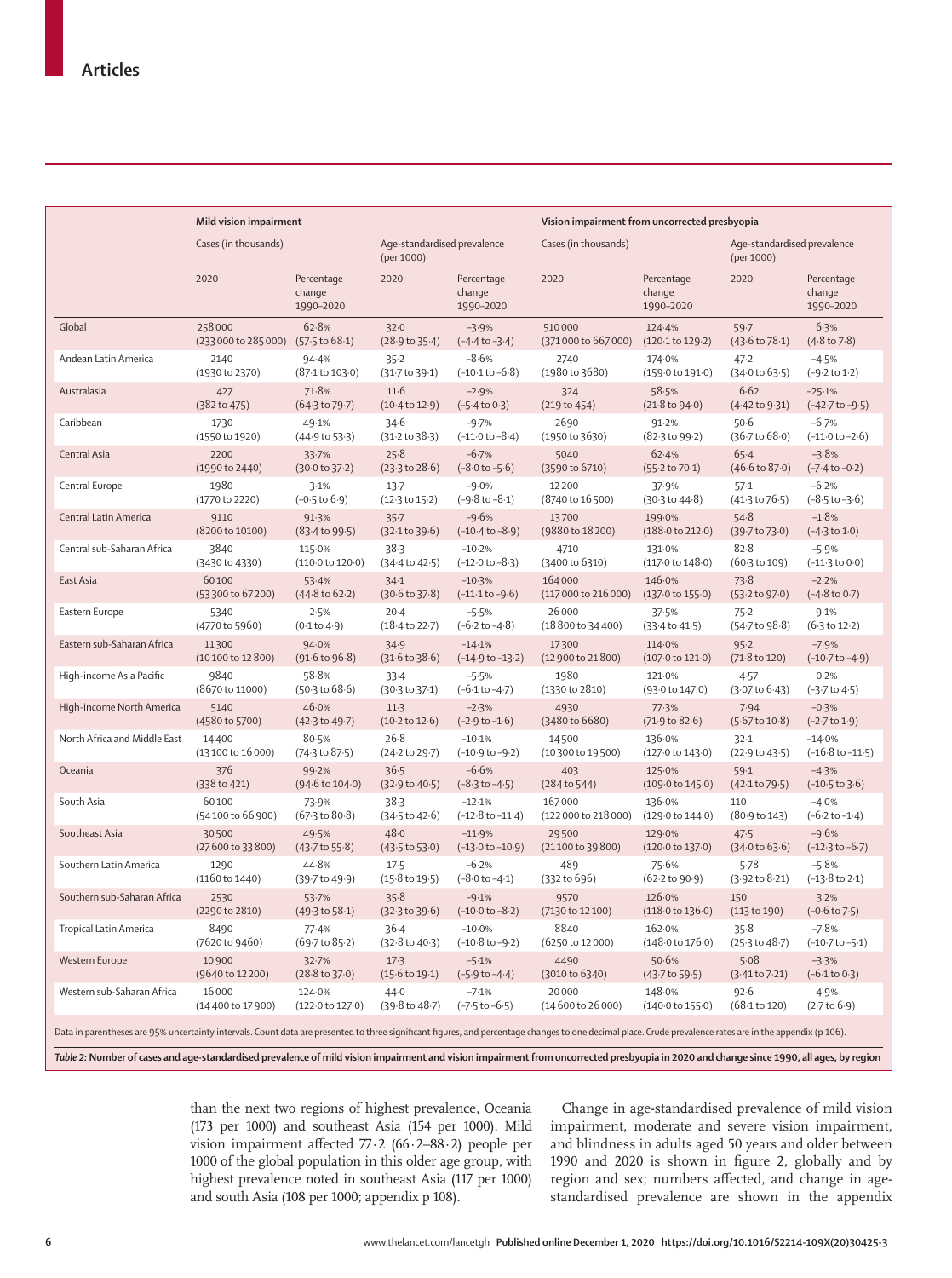| | Mild vision impairment | | | | Vision impairment from uncorrected presbyopia | | | |
|---|---|---|---|---|---|---|---|---|
| | Cases (in thousands) | | Age-standardised prevalence (per 1000) | | Cases (in thousands) | | Age-standardised prevalence (per 1000) | |
| | 2020 | Percentage change 1990–2020 | 2020 | Percentage change 1990–2020 | 2020 | Percentage change 1990–2020 | 2020 | Percentage change 1990–2020 |
| Global | 258 000 (233 000 to 285 000) | 62·8% (57·5 to 68·1) | 32·0 (28·9 to 35·4) | –3·9% (–4·4 to –3·4) | 510 000 (371 000 to 667 000) | 124·4% (120·1 to 129·2) | 59·7 (43·6 to 78·1) | 6·3% (4·8 to 7·8) |
| Andean Latin America | 2140 (1930 to 2370) | 94·4% (87·1 to 103·0) | 35·2 (31·7 to 39·1) | –8·6% (–10·1 to –6·8) | 2740 (1980 to 3680) | 174·0% (159·0 to 191·0) | 47·2 (34·0 to 63·5) | –4·5% (–9·2 to 1·2) |
| Australasia | 427 (382 to 475) | 71·8% (64·3 to 79·7) | 11·6 (10·4 to 12·9) | –2·9% (–5·4 to 0·3) | 324 (219 to 454) | 58·5% (21·8 to 94·0) | 6·62 (4·42 to 9·31) | –25·1% (–42·7 to –9·5) |
| Caribbean | 1730 (1550 to 1920) | 49·1% (44·9 to 53·3) | 34·6 (31·2 to 38·3) | –9·7% (–11·0 to –8·4) | 2690 (1950 to 3630) | 91·2% (82·3 to 99·2) | 50·6 (36·7 to 68·0) | –6·7% (–11·0 to –2·6) |
| Central Asia | 2200 (1990 to 2440) | 33·7% (30·0 to 37·2) | 25·8 (23·3 to 28·6) | –6·7% (–8·0 to –5·6) | 5040 (3590 to 6710) | 62·4% (55·2 to 70·1) | 65·4 (46·6 to 87·0) | –3·8% (–7·4 to –0·2) |
| Central Europe | 1980 (1770 to 2220) | 3·1% (–0·5 to 6·9) | 13·7 (12·3 to 15·2) | –9·0% (–9·8 to –8·1) | 12 200 (8740 to 16 500) | 37·9% (30·3 to 44·8) | 57·1 (41·3 to 76·5) | –6·2% (–8·5 to –3·6) |
| Central Latin America | 9110 (8200 to 10 100) | 91·3% (83·4 to 99·5) | 35·7 (32·1 to 39·6) | –9·6% (–10·4 to –8·9) | 13 700 (9880 to 18 200) | 199·0% (188·0 to 212·0) | 54·8 (39·7 to 73·0) | –1·8% (–4·3 to 1·0) |
| Central sub-Saharan Africa | 3840 (3430 to 4330) | 115·0% (110·0 to 120·0) | 38·3 (34·4 to 42·5) | –10·2% (–12·0 to –8·3) | 4710 (3400 to 6310) | 131·0% (117·0 to 148·0) | 82·8 (60·3 to 109) | –5·9% (–11·3 to 0·0) |
| East Asia | 60 100 (53 300 to 67 200) | 53·4% (44·8 to 62·2) | 34·1 (30·6 to 37·8) | –10·3% (–11·1 to –9·6) | 164 000 (117 000 to 216 000) | 146·0% (137·0 to 155·0) | 73·8 (53·2 to 97·0) | –2·2% (–4·8 to 0·7) |
| Eastern Europe | 5340 (4770 to 5960) | 2·5% (0·1 to 4·9) | 20·4 (18·4 to 22·7) | –5·5% (–6·2 to –4·8) | 26 000 (18 800 to 34 400) | 37·5% (33·4 to 41·5) | 75·2 (54·7 to 98·8) | 9·1% (6·3 to 12·2) |
| Eastern sub-Saharan Africa | 11 300 (10 100 to 12 800) | 94·0% (91·6 to 96·8) | 34·9 (31·6 to 38·6) | –14·1% (–14·9 to –13·2) | 17 300 (12 900 to 21 800) | 114·0% (107·0 to 121·0) | 95·2 (71·8 to 120) | –7·9% (–10·7 to –4·9) |
| High-income Asia Pacific | 9840 (8670 to 11 000) | 58·8% (50·3 to 68·6) | 33·4 (30·3 to 37·1) | –5·5% (–6·1 to –4·7) | 1980 (1330 to 2810) | 121·0% (93·0 to 147·0) | 4·57 (3·07 to 6·43) | 0·2% (–3·7 to 4·5) |
| High-income North America | 5140 (4580 to 5700) | 46·0% (42·3 to 49·7) | 11·3 (10·2 to 12·6) | –2·3% (–2·9 to –1·6) | 4930 (3480 to 6680) | 77·3% (71·9 to 82·6) | 7·94 (5·67 to 10·8) | –0·3% (–2·7 to 1·9) |
| North Africa and Middle East | 14 400 (13 100 to 16 000) | 80·5% (74·3 to 87·5) | 26·8 (24·2 to 29·7) | –10·1% (–10·9 to –9·2) | 14 500 (10 300 to 19 500) | 136·0% (127·0 to 143·0) | 32·1 (22·9 to 43·5) | –14·0% (–16·8 to –11·5) |
| Oceania | 376 (338 to 421) | 99·2% (94·6 to 104·0) | 36·5 (32·9 to 40·5) | –6·6% (–8·3 to –4·5) | 403 (284 to 544) | 125·0% (109·0 to 145·0) | 59·1 (42·1 to 79·5) | –4·3% (–10·5 to 3·6) |
| South Asia | 60 100 (54 100 to 66 900) | 73·9% (67·3 to 80·8) | 38·3 (34·5 to 42·6) | –12·1% (–12·8 to –11·4) | 167 000 (122 000 to 218 000) | 136·0% (129·0 to 144·0) | 110 (80·9 to 143) | –4·0% (–6·2 to –1·4) |
| Southeast Asia | 30 500 (27 600 to 33 800) | 49·5% (43·7 to 55·8) | 48·0 (43·5 to 53·0) | –11·9% (–13·0 to –10·9) | 29 500 (21 100 to 39 800) | 129·0% (120·0 to 137·0) | 47·5 (34·0 to 63·6) | –9·6% (–12·3 to –6·7) |
| Southern Latin America | 1290 (1160 to 1440) | 44·8% (39·7 to 49·9) | 17·5 (15·8 to 19·5) | –6·2% (–8·0 to –4·1) | 489 (332 to 696) | 75·6% (62·2 to 90·9) | 5·78 (3·92 to 8·21) | –5·8% (–13·8 to 2·1) |
| Southern sub-Saharan Africa | 2530 (2290 to 2810) | 53·7% (49·3 to 58·1) | 35·8 (32·3 to 39·6) | –9·1% (–10·0 to –8·2) | 9570 (7130 to 12 100) | 126·0% (118·0 to 136·0) | 150 (113 to 190) | 3·2% (–0·6 to 7·5) |
| Tropical Latin America | 8490 (7620 to 9460) | 77·4% (69·7 to 85·2) | 36·4 (32·8 to 40·3) | –10·0% (–10·8 to –9·2) | 8840 (6250 to 12 000) | 162·0% (148·0 to 176·0) | 35·8 (25·3 to 48·7) | –7·8% (–10·7 to –5·1) |
| Western Europe | 10 900 (9640 to 12 200) | 32·7% (28·8 to 37·0) | 17·3 (15·6 to 19·1) | –5·1% (–5·9 to –4·4) | 4490 (3010 to 6340) | 50·6% (43·7 to 59·5) | 5·08 (3·41 to 7·21) | –3·3% (–6·1 to 0·3) |
| Western sub-Saharan Africa | 16 000 (14 400 to 17 900) | 124·0% (122·0 to 127·0) | 44·0 (39·8 to 48·7) | –7·1% (–7·5 to –6·5) | 20 000 (14 600 to 26 000) | 148·0% (140·0 to 155·0) | 92·6 (68·1 to 120) | 4·9% (2·7 to 6·9) |

Data in parentheses are 95% uncertainty intervals. Count data are presented to three significant figures, and percentage changes to one decimal place. Crude prevalence rates are in the appendix (p 106).

***Table 2:*** **Number of cases and age-standardised prevalence of mild vision impairment and vision impairment from uncorrected presbyopia in 2020 and change since 1990, all ages, by region**

than the next two regions of highest prevalence, Oceania (173 per 1000) and southeast Asia (154 per 1000). Mild vision impairment affected 77·2 (66·2–88·2) people per 1000 of the global population in this older age group, with highest prevalence noted in southeast Asia (117 per 1000) and south Asia (108 per 1000; appendix p 108).

Change in age-standardised prevalence of mild vision impairment, moderate and severe vision impairment, and blindness in adults aged 50 years and older between 1990 and 2020 is shown in figure 2, globally and by region and sex; numbers affected, and change in age-standardised prevalence are shown in the appendix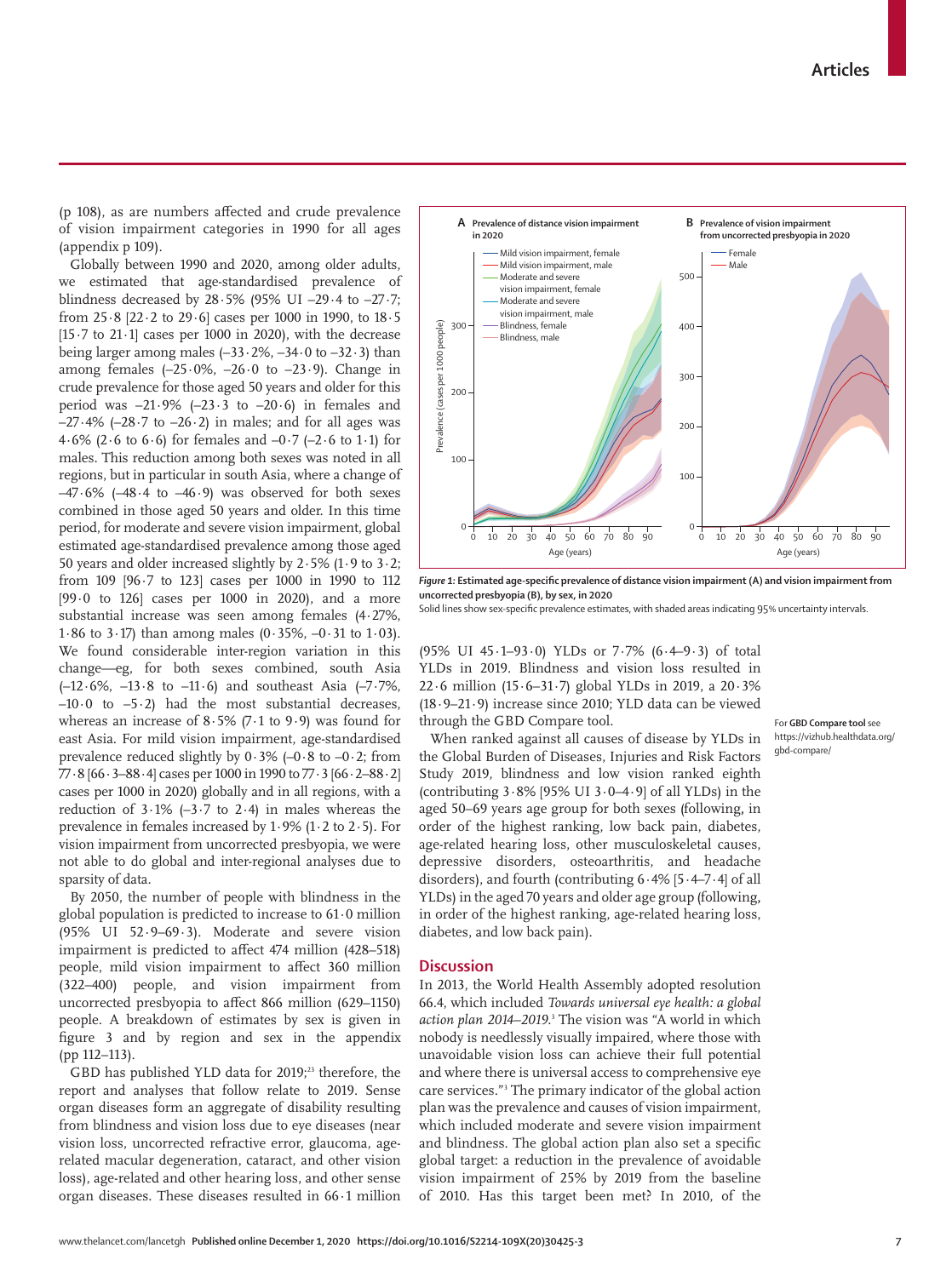(p 108), as are numbers affected and crude prevalence of vision impairment categories in 1990 for all ages (appendix p 109).

Globally between 1990 and 2020, among older adults, we estimated that age-standardised prevalence of blindness decreased by 28·5% (95% UI –29·4 to –27·7; from 25·8 [22·2 to 29·6] cases per 1000 in 1990, to 18·5 [15·7 to 21·1] cases per 1000 in 2020), with the decrease being larger among males (–33·2%, –34·0 to –32·3) than among females (–25·0%, –26·0 to –23·9). Change in crude prevalence for those aged 50 years and older for this period was –21·9% (–23·3 to –20·6) in females and –27·4% (–28·7 to –26·2) in males; and for all ages was 4·6% (2·6 to 6·6) for females and –0·7 (–2·6 to 1·1) for males. This reduction among both sexes was noted in all regions, but in particular in south Asia, where a change of –47·6% (–48·4 to –46·9) was observed for both sexes combined in those aged 50 years and older. In this time period, for moderate and severe vision impairment, global estimated age-standardised prevalence among those aged 50 years and older increased slightly by 2·5% (1·9 to 3·2; from 109 [96·7 to 123] cases per 1000 in 1990 to 112 [99·0 to 126] cases per 1000 in 2020), and a more substantial increase was seen among females (4·27%, 1·86 to 3·17) than among males (0·35%, –0·31 to 1·03). We found considerable inter-region variation in this change—eg, for both sexes combined, south Asia (–12·6%, –13·8 to –11·6) and southeast Asia (–7·7%, –10·0 to –5·2) had the most substantial decreases, whereas an increase of 8·5% (7·1 to 9·9) was found for east Asia. For mild vision impairment, age-standardised prevalence reduced slightly by 0·3% (–0·8 to –0·2; from 77·8 [66·3–88·4] cases per 1000 in 1990 to 77·3 [66·2–88·2] cases per 1000 in 2020) globally and in all regions, with a reduction of 3·1% (–3·7 to 2·4) in males whereas the prevalence in females increased by 1·9% (1·2 to 2·5). For vision impairment from uncorrected presbyopia, we were not able to do global and inter-regional analyses due to sparsity of data.

By 2050, the number of people with blindness in the global population is predicted to increase to 61·0 million (95% UI 52·9–69·3). Moderate and severe vision impairment is predicted to affect 474 million (428–518) people, mild vision impairment to affect 360 million (322–400) people, and vision impairment from uncorrected presbyopia to affect 866 million (629–1150) people. A breakdown of estimates by sex is given in figure 3 and by region and sex in the appendix (pp 112–113).

GBD has published YLD data for 2019;[23] therefore, the report and analyses that follow relate to 2019. Sense organ diseases form an aggregate of disability resulting from blindness and vision loss due to eye diseases (near vision loss, uncorrected refractive error, glaucoma, age-related macular degeneration, cataract, and other vision loss), age-related and other hearing loss, and other sense organ diseases. These diseases resulted in 66·1 million (95% UI 45·1–93·0) YLDs or 7·7% (6·4–9·3) of total YLDs in 2019. Blindness and vision loss resulted in 22·6 million (15·6–31·7) global YLDs in 2019, a 20·3% (18·9–21·9) increase since 2010; YLD data can be viewed through the GBD Compare tool.

For **GBD Compare tool** see https://vizhub.healthdata.org/gbd-compare/

When ranked against all causes of disease by YLDs in the Global Burden of Diseases, Injuries and Risk Factors Study 2019, blindness and low vision ranked eighth (contributing 3·8% [95% UI 3·0–4·9] of all YLDs) in the aged 50–69 years age group for both sexes (following, in order of the highest ranking, low back pain, diabetes, age-related hearing loss, other musculoskeletal causes, depressive disorders, osteoarthritis, and headache disorders), and fourth (contributing 6·4% [5·4–7·4] of all YLDs) in the aged 70 years and older age group (following, in order of the highest ranking, age-related hearing loss, diabetes, and low back pain).

**Figure 1: Estimated age-specific prevalence of distance vision impairment (A) and vision impairment from uncorrected presbyopia (B), by sex, in 2020**
Solid lines show sex-specific prevalence estimates, with shaded areas indicating 95% uncertainty intervals.

## Discussion

In 2013, the World Health Assembly adopted resolution 66.4, which included *Towards universal eye health: a global action plan 2014–2019*.[3] The vision was "A world in which nobody is needlessly visually impaired, where those with unavoidable vision loss can achieve their full potential and where there is universal access to comprehensive eye care services."[3] The primary indicator of the global action plan was the prevalence and causes of vision impairment, which included moderate and severe vision impairment and blindness. The global action plan also set a specific global target: a reduction in the prevalence of avoidable vision impairment of 25% by 2019 from the baseline of 2010. Has this target been met? In 2010, of the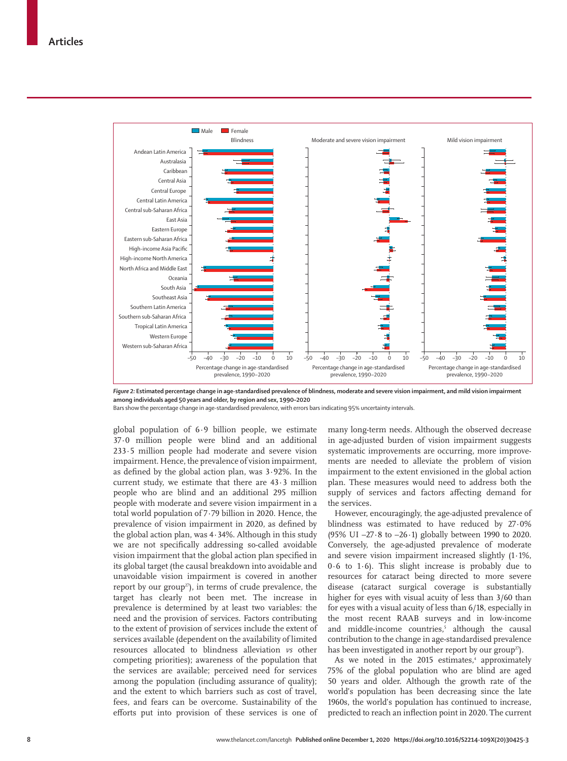*Figure 2:* **Estimated percentage change in age-standardised prevalence of blindness, moderate and severe vision impairment, and mild vision impairment among individuals aged 50 years and older, by region and sex, 1990–2020**

Bars show the percentage change in age-standardised prevalence, with errors bars indicating 95% uncertainty intervals.

global population of 6·9 billion people, we estimate 37·0 million people were blind and an additional 233·5 million people had moderate and severe vision impairment. Hence, the prevalence of vision impairment, as defined by the global action plan, was 3·92%. In the current study, we estimate that there are 43·3 million people who are blind and an additional 295 million people with moderate and severe vision impairment in a total world population of 7·79 billion in 2020. Hence, the prevalence of vision impairment in 2020, as defined by the global action plan, was 4·34%. Although in this study we are not specifically addressing so-called avoidable vision impairment that the global action plan specified in its global target (the causal breakdown into avoidable and unavoidable vision impairment is covered in another report by our group[27]), in terms of crude prevalence, the target has clearly not been met. The increase in prevalence is determined by at least two variables: the need and the provision of services. Factors contributing to the extent of provision of services include the extent of services available (dependent on the availability of limited resources allocated to blindness alleviation *vs* other competing priorities); awareness of the population that the services are available; perceived need for services among the population (including assurance of quality); and the extent to which barriers such as cost of travel, fees, and fears can be overcome. Sustainability of the efforts put into provision of these services is one of many long-term needs. Although the observed decrease in age-adjusted burden of vision impairment suggests systematic improvements are occurring, more improvements are needed to alleviate the problem of vision impairment to the extent envisioned in the global action plan. These measures would need to address both the supply of services and factors affecting demand for the services.

However, encouragingly, the age-adjusted prevalence of blindness was estimated to have reduced by 27·0% (95% UI –27·8 to –26·1) globally between 1990 to 2020. Conversely, the age-adjusted prevalence of moderate and severe vision impairment increased slightly (1·1%, 0·6 to 1·6). This slight increase is probably due to resources for cataract being directed to more severe disease (cataract surgical coverage is substantially higher for eyes with visual acuity of less than 3/60 than for eyes with a visual acuity of less than 6/18, especially in the most recent RAAB surveys and in low-income and middle-income countries,[5] although the causal contribution to the change in age-standardised prevalence has been investigated in another report by our group[27]).

As we noted in the 2015 estimates,[4] approximately 75% of the global population who are blind are aged 50 years and older. Although the growth rate of the world's population has been decreasing since the late 1960s, the world's population has continued to increase, predicted to reach an inflection point in 2020. The current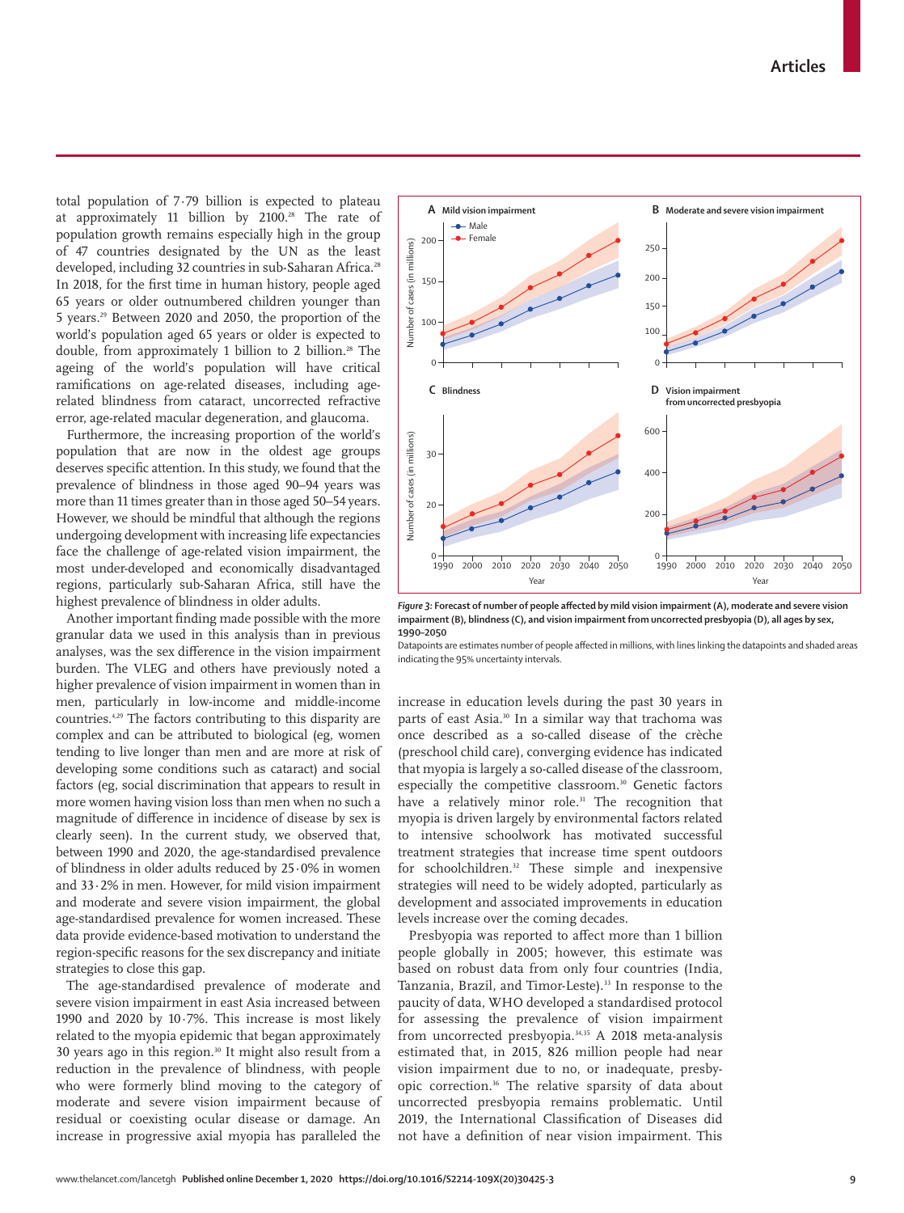total population of 7·79 billion is expected to plateau at approximately 11 billion by 2100.[28] The rate of population growth remains especially high in the group of 47 countries designated by the UN as the least developed, including 32 countries in sub-Saharan Africa.[28] In 2018, for the first time in human history, people aged 65 years or older outnumbered children younger than 5 years.[29] Between 2020 and 2050, the proportion of the world's population aged 65 years or older is expected to double, from approximately 1 billion to 2 billion.[28] The ageing of the world's population will have critical ramifications on age-related diseases, including age-related blindness from cataract, uncorrected refractive error, age-related macular degeneration, and glaucoma.

Furthermore, the increasing proportion of the world's population that are now in the oldest age groups deserves specific attention. In this study, we found that the prevalence of blindness in those aged 90–94 years was more than 11 times greater than in those aged 50–54 years. However, we should be mindful that although the regions undergoing development with increasing life expectancies face the challenge of age-related vision impairment, the most under-developed and economically disadvantaged regions, particularly sub-Saharan Africa, still have the highest prevalence of blindness in older adults.

Another important finding made possible with the more granular data we used in this analysis than in previous analyses, was the sex difference in the vision impairment burden. The VLEG and others have previously noted a higher prevalence of vision impairment in women than in men, particularly in low-income and middle-income countries.[4,29] The factors contributing to this disparity are complex and can be attributed to biological (eg, women tending to live longer than men and are more at risk of developing some conditions such as cataract) and social factors (eg, social discrimination that appears to result in more women having vision loss than men when no such a magnitude of difference in incidence of disease by sex is clearly seen). In the current study, we observed that, between 1990 and 2020, the age-standardised prevalence of blindness in older adults reduced by 25·0% in women and 33·2% in men. However, for mild vision impairment and moderate and severe vision impairment, the global age-standardised prevalence for women increased. These data provide evidence-based motivation to understand the region-specific reasons for the sex discrepancy and initiate strategies to close this gap.

The age-standardised prevalence of moderate and severe vision impairment in east Asia increased between 1990 and 2020 by 10·7%. This increase is most likely related to the myopia epidemic that began approximately 30 years ago in this region.[30] It might also result from a reduction in the prevalence of blindness, with people who were formerly blind moving to the category of moderate and severe vision impairment because of residual or coexisting ocular disease or damage. An increase in progressive axial myopia has paralleled the increase in education levels during the past 30 years in parts of east Asia.[30] In a similar way that trachoma was once described as a so-called disease of the crèche (preschool child care), converging evidence has indicated that myopia is largely a so-called disease of the classroom, especially the competitive classroom.[30] Genetic factors have a relatively minor role.[31] The recognition that myopia is driven largely by environmental factors related to intensive schoolwork has motivated successful treatment strategies that increase time spent outdoors for schoolchildren.[32] These simple and inexpensive strategies will need to be widely adopted, particularly as development and associated improvements in education levels increase over the coming decades.

Presbyopia was reported to affect more than 1 billion people globally in 2005; however, this estimate was based on robust data from only four countries (India, Tanzania, Brazil, and Timor-Leste).[33] In response to the paucity of data, WHO developed a standardised protocol for assessing the prevalence of vision impairment from uncorrected presbyopia.[34,35] A 2018 meta-analysis estimated that, in 2015, 826 million people had near vision impairment due to no, or inadequate, presbyopic correction.[36] The relative sparsity of data about uncorrected presbyopia remains problematic. Until 2019, the International Classification of Diseases did not have a definition of near vision impairment. This

**Figure 3: Forecast of number of people affected by mild vision impairment (A), moderate and severe vision impairment (B), blindness (C), and vision impairment from uncorrected presbyopia (D), all ages by sex, 1990–2050**

Datapoints are estimates number of people affected in millions, with lines linking the datapoints and shaded areas indicating the 95% uncertainty intervals.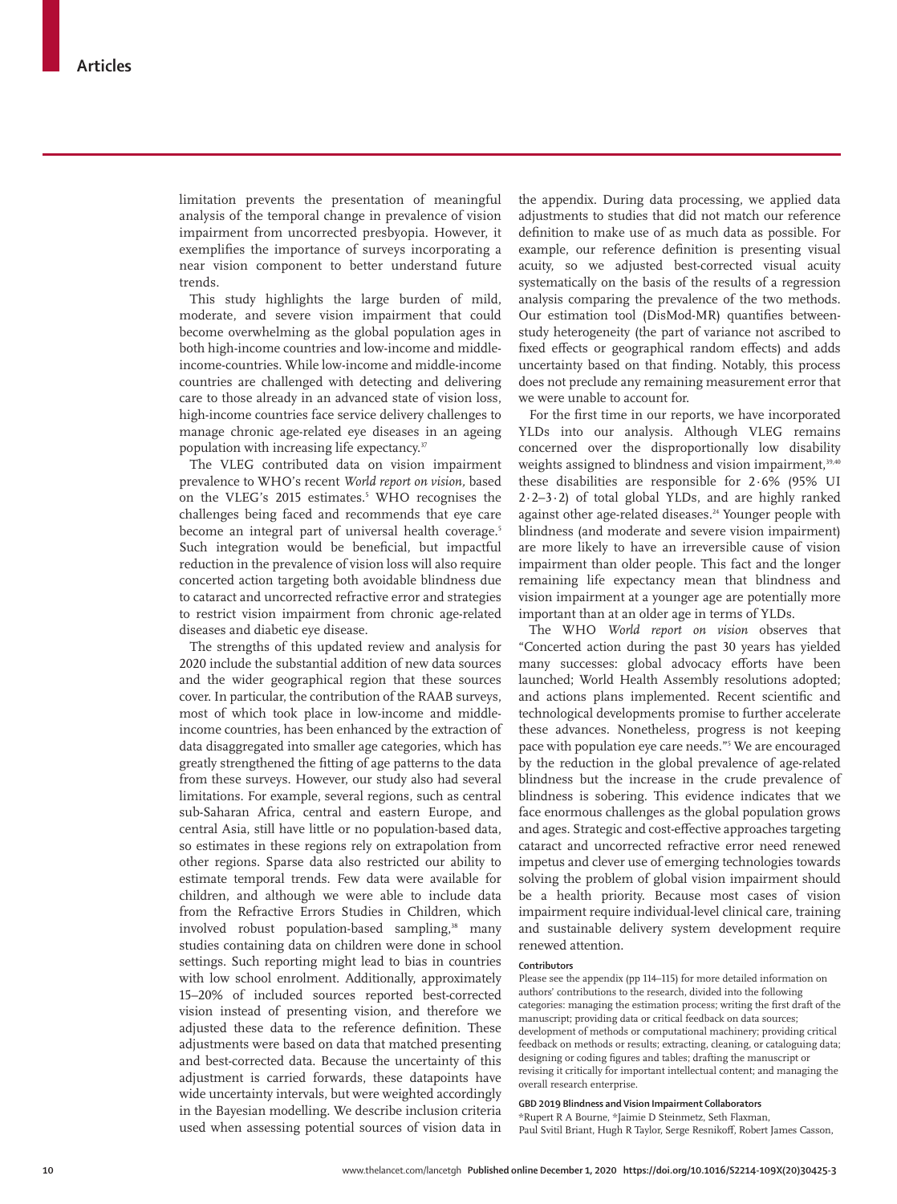limitation prevents the presentation of meaningful analysis of the temporal change in prevalence of vision impairment from uncorrected presbyopia. However, it exemplifies the importance of surveys incorporating a near vision component to better understand future trends.

This study highlights the large burden of mild, moderate, and severe vision impairment that could become overwhelming as the global population ages in both high-income countries and low-income and middle-income-countries. While low-income and middle-income countries are challenged with detecting and delivering care to those already in an advanced state of vision loss, high-income countries face service delivery challenges to manage chronic age-related eye diseases in an ageing population with increasing life expectancy.[37]

The VLEG contributed data on vision impairment prevalence to WHO's recent *World report on vision,* based on the VLEG's 2015 estimates.[5] WHO recognises the challenges being faced and recommends that eye care become an integral part of universal health coverage.[5] Such integration would be beneficial, but impactful reduction in the prevalence of vision loss will also require concerted action targeting both avoidable blindness due to cataract and uncorrected refractive error and strategies to restrict vision impairment from chronic age-related diseases and diabetic eye disease.

The strengths of this updated review and analysis for 2020 include the substantial addition of new data sources and the wider geographical region that these sources cover. In particular, the contribution of the RAAB surveys, most of which took place in low-income and middle-income countries, has been enhanced by the extraction of data disaggregated into smaller age categories, which has greatly strengthened the fitting of age patterns to the data from these surveys. However, our study also had several limitations. For example, several regions, such as central sub-Saharan Africa, central and eastern Europe, and central Asia, still have little or no population-based data, so estimates in these regions rely on extrapolation from other regions. Sparse data also restricted our ability to estimate temporal trends. Few data were available for children, and although we were able to include data from the Refractive Errors Studies in Children, which involved robust population-based sampling,[38] many studies containing data on children were done in school settings. Such reporting might lead to bias in countries with low school enrolment. Additionally, approximately 15–20% of included sources reported best-corrected vision instead of presenting vision, and therefore we adjusted these data to the reference definition. These adjustments were based on data that matched presenting and best-corrected data. Because the uncertainty of this adjustment is carried forwards, these datapoints have wide uncertainty intervals, but were weighted accordingly in the Bayesian modelling. We describe inclusion criteria used when assessing potential sources of vision data in the appendix. During data processing, we applied data adjustments to studies that did not match our reference definition to make use of as much data as possible. For example, our reference definition is presenting visual acuity, so we adjusted best-corrected visual acuity systematically on the basis of the results of a regression analysis comparing the prevalence of the two methods. Our estimation tool (DisMod-MR) quantifies between-study heterogeneity (the part of variance not ascribed to fixed effects or geographical random effects) and adds uncertainty based on that finding. Notably, this process does not preclude any remaining measurement error that we were unable to account for.

For the first time in our reports, we have incorporated YLDs into our analysis. Although VLEG remains concerned over the disproportionally low disability weights assigned to blindness and vision impairment,[39,40] these disabilities are responsible for 2·6% (95% UI 2·2–3·2) of total global YLDs, and are highly ranked against other age-related diseases.[24] Younger people with blindness (and moderate and severe vision impairment) are more likely to have an irreversible cause of vision impairment than older people. This fact and the longer remaining life expectancy mean that blindness and vision impairment at a younger age are potentially more important than at an older age in terms of YLDs.

The WHO *World report on vision* observes that "Concerted action during the past 30 years has yielded many successes: global advocacy efforts have been launched; World Health Assembly resolutions adopted; and actions plans implemented. Recent scientific and technological developments promise to further accelerate these advances. Nonetheless, progress is not keeping pace with population eye care needs."[5] We are encouraged by the reduction in the global prevalence of age-related blindness but the increase in the crude prevalence of blindness is sobering. This evidence indicates that we face enormous challenges as the global population grows and ages. Strategic and cost-effective approaches targeting cataract and uncorrected refractive error need renewed impetus and clever use of emerging technologies towards solving the problem of global vision impairment should be a health priority. Because most cases of vision impairment require individual-level clinical care, training and sustainable delivery system development require renewed attention.

#### Contributors

Please see the appendix (pp 114–115) for more detailed information on authors' contributions to the research, divided into the following categories: managing the estimation process; writing the first draft of the manuscript; providing data or critical feedback on data sources; development of methods or computational machinery; providing critical feedback on methods or results; extracting, cleaning, or cataloguing data; designing or coding figures and tables; drafting the manuscript or revising it critically for important intellectual content; and managing the overall research enterprise.

#### GBD 2019 Blindness and Vision Impairment Collaborators

*Rupert R A Bourne, *Jaimie D Steinmetz, Seth Flaxman, Paul Svitil Briant, Hugh R Taylor, Serge Resnikoff, Robert James Casson,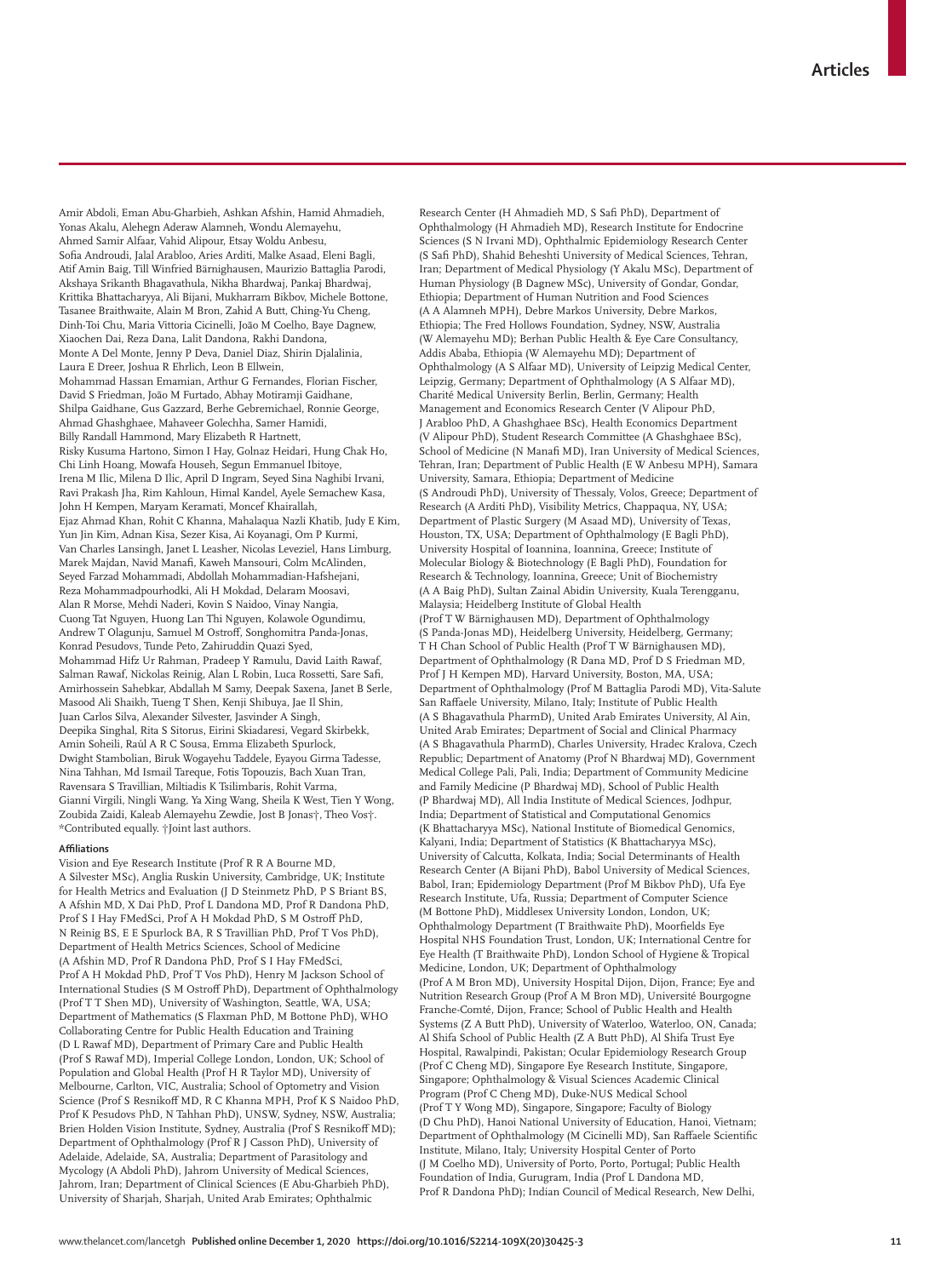Amir Abdoli, Eman Abu-Gharbieh, Ashkan Afshin, Hamid Ahmadieh, Yonas Akalu, Alehegn Aderaw Alamneh, Wondu Alemayehu, Ahmed Samir Alfaar, Vahid Alipour, Etsay Woldu Anbesu, Sofia Androudi, Jalal Arabloo, Aries Arditi, Malke Asaad, Eleni Bagli, Atif Amin Baig, Till Winfried Bärnighausen, Maurizio Battaglia Parodi, Akshaya Srikanth Bhagavathula, Nikha Bhardwaj, Pankaj Bhardwaj, Krittika Bhattacharyya, Ali Bijani, Mukharram Bikbov, Michele Bottone, Tasanee Braithwaite, Alain M Bron, Zahid A Butt, Ching-Yu Cheng, Dinh-Toi Chu, Maria Vittoria Cicinelli, João M Coelho, Baye Dagnew, Xiaochen Dai, Reza Dana, Lalit Dandona, Rakhi Dandona, Monte A Del Monte, Jenny P Deva, Daniel Diaz, Shirin Djalalinia, Laura E Dreer, Joshua R Ehrlich, Leon B Ellwein, Mohammad Hassan Emamian, Arthur G Fernandes, Florian Fischer, David S Friedman, João M Furtado, Abhay Motiramji Gaidhane, Shilpa Gaidhane, Gus Gazzard, Berhe Gebremichael, Ronnie George, Ahmad Ghashghaee, Mahaveer Golechha, Samer Hamidi, Billy Randall Hammond, Mary Elizabeth R Hartnett, Risky Kusuma Hartono, Simon I Hay, Golnaz Heidari, Hung Chak Ho, Chi Linh Hoang, Mowafa Househ, Segun Emmanuel Ibitoye, Irena M Ilic, Milena D Ilic, April D Ingram, Seyed Sina Naghibi Irvani, Ravi Prakash Jha, Rim Kahloun, Himal Kandel, Ayele Semachew Kasa, John H Kempen, Maryam Keramati, Moncef Khairallah, Ejaz Ahmad Khan, Rohit C Khanna, Mahalaqua Nazli Khatib, Judy E Kim, Yun Jin Kim, Adnan Kisa, Sezer Kisa, Ai Koyanagi, Om P Kurmi, Van Charles Lansingh, Janet L Leasher, Nicolas Leveziel, Hans Limburg, Marek Majdan, Navid Manafi, Kaweh Mansouri, Colm McAlinden, Seyed Farzad Mohammadi, Abdollah Mohammadian-Hafshejani, Reza Mohammadpourhodki, Ali H Mokdad, Delaram Moosavi, Alan R Morse, Mehdi Naderi, Kovin S Naidoo, Vinay Nangia, Cuong Tat Nguyen, Huong Lan Thi Nguyen, Kolawole Ogundimu, Andrew T Olagunju, Samuel M Ostroff, Songhomitra Panda-Jonas, Konrad Pesudovs, Tunde Peto, Zahiruddin Quazi Syed, Mohammad Hifz Ur Rahman, Pradeep Y Ramulu, David Laith Rawaf, Salman Rawaf, Nickolas Reinig, Alan L Robin, Luca Rossetti, Sare Safi, Amirhossein Sahebkar, Abdallah M Samy, Deepak Saxena, Janet B Serle, Masood Ali Shaikh, Tueng T Shen, Kenji Shibuya, Jae Il Shin, Juan Carlos Silva, Alexander Silvester, Jasvinder A Singh, Deepika Singhal, Rita S Sitorus, Eirini Skiadaresi, Vegard Skirbekk, Amin Soheili, Raúl A R C Sousa, Emma Elizabeth Spurlock, Dwight Stambolian, Biruk Wogayehu Taddele, Eyayou Girma Tadesse, Nina Tahhan, Md Ismail Tareque, Fotis Topouzis, Bach Xuan Tran, Ravensara S Travillian, Miltiadis K Tsilimbaris, Rohit Varma, Gianni Virgili, Ningli Wang, Ya Xing Wang, Sheila K West, Tien Y Wong, Zoubida Zaidi, Kaleab Alemayehu Zewdie, Jost B Jonas†, Theo Vos†.
*Contributed equally. †Joint last authors.

#### Affiliations

Vision and Eye Research Institute (Prof R R A Bourne MD, A Silvester MSc), Anglia Ruskin University, Cambridge, UK; Institute for Health Metrics and Evaluation (J D Steinmetz PhD, P S Briant BS, A Afshin MD, X Dai PhD, Prof L Dandona MD, Prof R Dandona PhD, Prof S I Hay FMedSci, Prof A H Mokdad PhD, S M Ostroff PhD, N Reinig BS, E E Spurlock BA, R S Travillian PhD, Prof T Vos PhD), Department of Health Metrics Sciences, School of Medicine (A Afshin MD, Prof R Dandona PhD, Prof S I Hay FMedSci, Prof A H Mokdad PhD, Prof T Vos PhD), Henry M Jackson School of International Studies (S M Ostroff PhD), Department of Ophthalmology (Prof T T Shen MD), University of Washington, Seattle, WA, USA; Department of Mathematics (S Flaxman PhD, M Bottone PhD), WHO Collaborating Centre for Public Health Education and Training (D L Rawaf MD), Department of Primary Care and Public Health (Prof S Rawaf MD), Imperial College London, London, UK; School of Population and Global Health (Prof H R Taylor MD), University of Melbourne, Carlton, VIC, Australia; School of Optometry and Vision Science (Prof S Resnikoff MD, R C Khanna MPH, Prof K S Naidoo PhD, Prof K Pesudovs PhD, N Tahhan PhD), UNSW, Sydney, NSW, Australia; Brien Holden Vision Institute, Sydney, Australia (Prof S Resnikoff MD); Department of Ophthalmology (Prof R J Casson PhD), University of Adelaide, Adelaide, SA, Australia; Department of Parasitology and Mycology (A Abdoli PhD), Jahrom University of Medical Sciences, Jahrom, Iran; Department of Clinical Sciences (E Abu-Gharbieh PhD), University of Sharjah, Sharjah, United Arab Emirates; Ophthalmic Research Center (H Ahmadieh MD, S Safi PhD), Department of Ophthalmology (H Ahmadieh MD), Research Institute for Endocrine Sciences (S N Irvani MD), Ophthalmic Epidemiology Research Center (S Safi PhD), Shahid Beheshti University of Medical Sciences, Tehran, Iran; Department of Medical Physiology (Y Akalu MSc), Department of Human Physiology (B Dagnew MSc), University of Gondar, Gondar, Ethiopia; Department of Human Nutrition and Food Sciences (A A Alamneh MPH), Debre Markos University, Debre Markos, Ethiopia; The Fred Hollows Foundation, Sydney, NSW, Australia (W Alemayehu MD); Berhan Public Health & Eye Care Consultancy, Addis Ababa, Ethiopia (W Alemayehu MD); Department of Ophthalmology (A S Alfaar MD), University of Leipzig Medical Center, Leipzig, Germany; Department of Ophthalmology (A S Alfaar MD), Charité Medical University Berlin, Berlin, Germany; Health Management and Economics Research Center (V Alipour PhD, J Arabloo PhD, A Ghashghaee BSc), Health Economics Department (V Alipour PhD), Student Research Committee (A Ghashghaee BSc), School of Medicine (N Manafi MD), Iran University of Medical Sciences, Tehran, Iran; Department of Public Health (E W Anbesu MPH), Samara University, Samara, Ethiopia; Department of Medicine (S Androudi PhD), University of Thessaly, Volos, Greece; Department of Research (A Arditi PhD), Visibility Metrics, Chappaqua, NY, USA; Department of Plastic Surgery (M Asaad MD), University of Texas, Houston, TX, USA; Department of Ophthalmology (E Bagli PhD), University Hospital of Ioannina, Ioannina, Greece; Institute of Molecular Biology & Biotechnology (E Bagli PhD), Foundation for Research & Technology, Ioannina, Greece; Unit of Biochemistry (A A Baig PhD), Sultan Zainal Abidin University, Kuala Terengganu, Malaysia; Heidelberg Institute of Global Health (Prof T W Bärnighausen MD), Department of Ophthalmology (S Panda-Jonas MD), Heidelberg University, Heidelberg, Germany; T H Chan School of Public Health (Prof T W Bärnighausen MD), Department of Ophthalmology (R Dana MD, Prof D S Friedman MD, Prof J H Kempen MD), Harvard University, Boston, MA, USA; Department of Ophthalmology (Prof M Battaglia Parodi MD), Vita-Salute San Raffaele University, Milano, Italy; Institute of Public Health (A S Bhagavathula PharmD), United Arab Emirates University, Al Ain, United Arab Emirates; Department of Social and Clinical Pharmacy (A S Bhagavathula PharmD), Charles University, Hradec Kralova, Czech Republic; Department of Anatomy (Prof N Bhardwaj MD), Government Medical College Pali, Pali, India; Department of Community Medicine and Family Medicine (P Bhardwaj MD), School of Public Health (P Bhardwaj MD), All India Institute of Medical Sciences, Jodhpur, India; Department of Statistical and Computational Genomics (K Bhattacharyya MSc), National Institute of Biomedical Genomics, Kalyani, India; Department of Statistics (K Bhattacharyya MSc), University of Calcutta, Kolkata, India; Social Determinants of Health Research Center (A Bijani PhD), Babol University of Medical Sciences, Babol, Iran; Epidemiology Department (Prof M Bikbov PhD), Ufa Eye Research Institute, Ufa, Russia; Department of Computer Science (M Bottone PhD), Middlesex University London, London, UK; Ophthalmology Department (T Braithwaite PhD), Moorfields Eye Hospital NHS Foundation Trust, London, UK; International Centre for Eye Health (T Braithwaite PhD), London School of Hygiene & Tropical Medicine, London, UK; Department of Ophthalmology (Prof A M Bron MD), University Hospital Dijon, Dijon, France; Eye and Nutrition Research Group (Prof A M Bron MD), Université Bourgogne Franche-Comté, Dijon, France; School of Public Health and Health Systems (Z A Butt PhD), University of Waterloo, Waterloo, ON, Canada; Al Shifa School of Public Health (Z A Butt PhD), Al Shifa Trust Eye Hospital, Rawalpindi, Pakistan; Ocular Epidemiology Research Group (Prof C Cheng MD), Singapore Eye Research Institute, Singapore, Singapore; Ophthalmology & Visual Sciences Academic Clinical Program (Prof C Cheng MD), Duke-NUS Medical School (Prof T Y Wong MD), Singapore, Singapore; Faculty of Biology (D Chu PhD), Hanoi National University of Education, Hanoi, Vietnam; Department of Ophthalmology (M Cicinelli MD), San Raffaele Scientific Institute, Milano, Italy; University Hospital Center of Porto (J M Coelho MD), University of Porto, Porto, Portugal; Public Health Foundation of India, Gurugram, India (Prof L Dandona MD, Prof R Dandona PhD); Indian Council of Medical Research, New Delhi,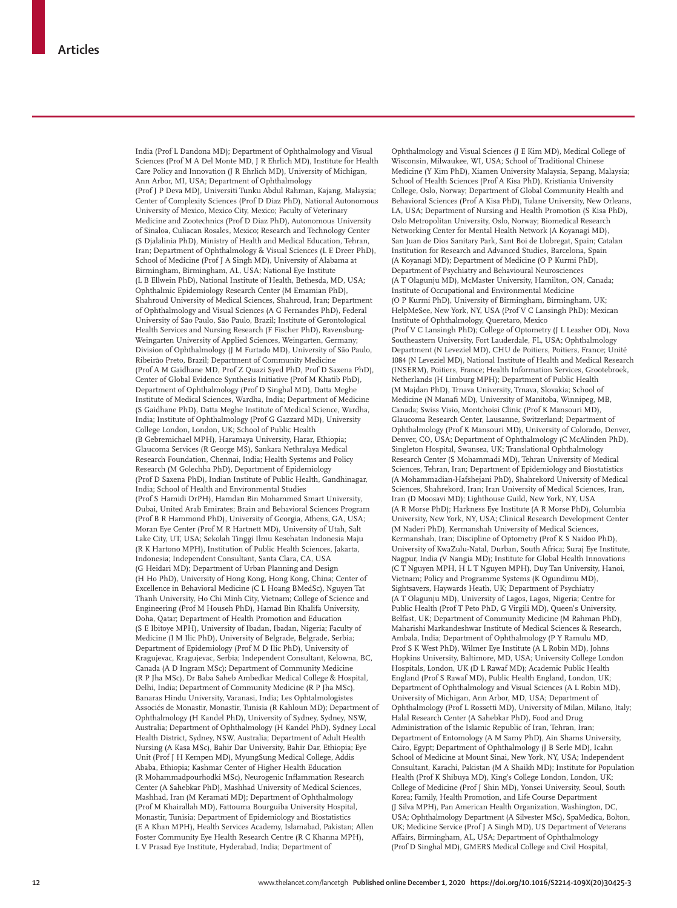India (Prof L Dandona MD); Department of Ophthalmology and Visual Sciences (Prof M A Del Monte MD, J R Ehrlich MD), Institute for Health Care Policy and Innovation (J R Ehrlich MD), University of Michigan, Ann Arbor, MI, USA; Department of Ophthalmology (Prof J P Deva MD), Universiti Tunku Abdul Rahman, Kajang, Malaysia; Center of Complexity Sciences (Prof D Diaz PhD), National Autonomous University of Mexico, Mexico City, Mexico; Faculty of Veterinary Medicine and Zootechnics (Prof D Diaz PhD), Autonomous University of Sinaloa, Culiacan Rosales, Mexico; Research and Technology Center (S Djalalinia PhD), Ministry of Health and Medical Education, Tehran, Iran; Department of Ophthalmology & Visual Sciences (L E Dreer PhD), School of Medicine (Prof J A Singh MD), University of Alabama at Birmingham, Birmingham, AL, USA; National Eye Institute (L B Ellwein PhD), National Institute of Health, Bethesda, MD, USA; Ophthalmic Epidemiology Research Center (M Emamian PhD), Shahroud University of Medical Sciences, Shahroud, Iran; Department of Ophthalmology and Visual Sciences (A G Fernandes PhD), Federal University of São Paulo, São Paulo, Brazil; Institute of Gerontological Health Services and Nursing Research (F Fischer PhD), Ravensburg-Weingarten University of Applied Sciences, Weingarten, Germany; Division of Ophthalmology (J M Furtado MD), University of São Paulo, Ribeirão Preto, Brazil; Department of Community Medicine (Prof A M Gaidhane MD, Prof Z Quazi Syed PhD, Prof D Saxena PhD), Center of Global Evidence Synthesis Initiative (Prof M Khatib PhD), Department of Ophthalmology (Prof D Singhal MD), Datta Meghe Institute of Medical Sciences, Wardha, India; Department of Medicine (S Gaidhane PhD), Datta Meghe Institute of Medical Science, Wardha, India; Institute of Ophthalmology (Prof G Gazzard MD), University College London, London, UK; School of Public Health (B Gebremichael MPH), Haramaya University, Harar, Ethiopia; Glaucoma Services (R George MS), Sankara Nethralaya Medical Research Foundation, Chennai, India; Health Systems and Policy Research (M Golechha PhD), Department of Epidemiology (Prof D Saxena PhD), Indian Institute of Public Health, Gandhinagar, India; School of Health and Environmental Studies (Prof S Hamidi DrPH), Hamdan Bin Mohammed Smart University, Dubai, United Arab Emirates; Brain and Behavioral Sciences Program (Prof B R Hammond PhD), University of Georgia, Athens, GA, USA; Moran Eye Center (Prof M R Hartnett MD), University of Utah, Salt Lake City, UT, USA; Sekolah Tinggi Ilmu Kesehatan Indonesia Maju (R K Hartono MPH), Institution of Public Health Sciences, Jakarta, Indonesia; Independent Consultant, Santa Clara, CA, USA (G Heidari MD); Department of Urban Planning and Design (H Ho PhD), University of Hong Kong, Hong Kong, China; Center of Excellence in Behavioral Medicine (C L Hoang BMedSc), Nguyen Tat Thanh University, Ho Chi Minh City, Vietnam; College of Science and Engineering (Prof M Househ PhD), Hamad Bin Khalifa University, Doha, Qatar; Department of Health Promotion and Education (S E Ibitoye MPH), University of Ibadan, Ibadan, Nigeria; Faculty of Medicine (I M Ilic PhD), University of Belgrade, Belgrade, Serbia; Department of Epidemiology (Prof M D Ilic PhD), University of Kragujevac, Kragujevac, Serbia; Independent Consultant, Kelowna, BC, Canada (A D Ingram MSc); Department of Community Medicine (R P Jha MSc), Dr Baba Saheb Ambedkar Medical College & Hospital, Delhi, India; Department of Community Medicine (R P Jha MSc), Banaras Hindu University, Varanasi, India; Les Ophtalmologistes Associés de Monastir, Monastir, Tunisia (R Kahloun MD); Department of Ophthalmology (H Kandel PhD), University of Sydney, Sydney, NSW, Australia; Department of Ophthalmology (H Kandel PhD), Sydney Local Health District, Sydney, NSW, Australia; Department of Adult Health Nursing (A Kasa MSc), Bahir Dar University, Bahir Dar, Ethiopia; Eye Unit (Prof J H Kempen MD), MyungSung Medical College, Addis Ababa, Ethiopia; Kashmar Center of Higher Health Education (R Mohammadpourhodki MSc), Neurogenic Inflammation Research Center (A Sahebkar PhD), Mashhad University of Medical Sciences, Mashhad, Iran (M Keramati MD); Department of Ophthalmology (Prof M Khairallah MD), Fattouma Bourguiba University Hospital, Monastir, Tunisia; Department of Epidemiology and Biostatistics (E A Khan MPH), Health Services Academy, Islamabad, Pakistan; Allen Foster Community Eye Health Research Centre (R C Khanna MPH), L V Prasad Eye Institute, Hyderabad, India; Department of Ophthalmology and Visual Sciences (J E Kim MD), Medical College of Wisconsin, Milwaukee, WI, USA; School of Traditional Chinese Medicine (Y Kim PhD), Xiamen University Malaysia, Sepang, Malaysia; School of Health Sciences (Prof A Kisa PhD), Kristiania University College, Oslo, Norway; Department of Global Community Health and Behavioral Sciences (Prof A Kisa PhD), Tulane University, New Orleans, LA, USA; Department of Nursing and Health Promotion (S Kisa PhD), Oslo Metropolitan University, Oslo, Norway; Biomedical Research Networking Center for Mental Health Network (A Koyanagi MD), San Juan de Dios Sanitary Park, Sant Boi de Llobregat, Spain; Catalan Institution for Research and Advanced Studies, Barcelona, Spain (A Koyanagi MD); Department of Medicine (O P Kurmi PhD), Department of Psychiatry and Behavioural Neurosciences (A T Olagunju MD), McMaster University, Hamilton, ON, Canada; Institute of Occupational and Environmental Medicine (O P Kurmi PhD), University of Birmingham, Birmingham, UK; HelpMeSee, New York, NY, USA (Prof V C Lansingh PhD); Mexican Institute of Ophthalmology, Queretaro, Mexico (Prof V C Lansingh PhD); College of Optometry (J L Leasher OD), Nova Southeastern University, Fort Lauderdale, FL, USA; Ophthalmology Department (N Leveziel MD), CHU de Poitiers, Poitiers, France; Unité 1084 (N Leveziel MD), National Institute of Health and Medical Research (INSERM), Poitiers, France; Health Information Services, Grootebroek, Netherlands (H Limburg MPH); Department of Public Health (M Majdan PhD), Trnava University, Trnava, Slovakia; School of Medicine (N Manafi MD), University of Manitoba, Winnipeg, MB, Canada; Swiss Visio, Montchoisi Clinic (Prof K Mansouri MD), Glaucoma Research Center, Lausanne, Switzerland; Department of Ophthalmology (Prof K Mansouri MD), University of Colorado, Denver, Denver, CO, USA; Department of Ophthalmology (C McAlinden PhD), Singleton Hospital, Swansea, UK; Translational Ophthalmology Research Center (S Mohammadi MD), Tehran University of Medical Sciences, Tehran, Iran; Department of Epidemiology and Biostatistics (A Mohammadian-Hafshejani PhD), Shahrekord University of Medical Sciences, Shahrekord, Iran; Iran University of Medical Sciences, Iran, Iran (D Moosavi MD); Lighthouse Guild, New York, NY, USA (A R Morse PhD); Harkness Eye Institute (A R Morse PhD), Columbia University, New York, NY, USA; Clinical Research Development Center (M Naderi PhD), Kermanshah University of Medical Sciences, Kermanshah, Iran; Discipline of Optometry (Prof K S Naidoo PhD), University of KwaZulu-Natal, Durban, South Africa; Suraj Eye Institute, Nagpur, India (V Nangia MD); Institute for Global Health Innovations (C T Nguyen MPH, H L T Nguyen MPH), Duy Tan University, Hanoi, Vietnam; Policy and Programme Systems (K Ogundimu MD), Sightsavers, Haywards Heath, UK; Department of Psychiatry (A T Olagunju MD), University of Lagos, Lagos, Nigeria; Centre for Public Health (Prof T Peto PhD, G Virgili MD), Queen's University, Belfast, UK; Department of Community Medicine (M Rahman PhD), Maharishi Markandeshwar Institute of Medical Sciences & Research, Ambala, India; Department of Ophthalmology (P Y Ramulu MD, Prof S K West PhD), Wilmer Eye Institute (A L Robin MD), Johns Hopkins University, Baltimore, MD, USA; University College London Hospitals, London, UK (D L Rawaf MD); Academic Public Health England (Prof S Rawaf MD), Public Health England, London, UK; Department of Ophthalmology and Visual Sciences (A L Robin MD), University of Michigan, Ann Arbor, MD, USA; Department of Ophthalmology (Prof L Rossetti MD), University of Milan, Milano, Italy; Halal Research Center (A Sahebkar PhD), Food and Drug Administration of the Islamic Republic of Iran, Tehran, Iran; Department of Entomology (A M Samy PhD), Ain Shams University, Cairo, Egypt; Department of Ophthalmology (J B Serle MD), Icahn School of Medicine at Mount Sinai, New York, NY, USA; Independent Consultant, Karachi, Pakistan (M A Shaikh MD); Institute for Population Health (Prof K Shibuya MD), King's College London, London, UK; College of Medicine (Prof J Shin MD), Yonsei University, Seoul, South Korea; Family, Health Promotion, and Life Course Department (J Silva MPH), Pan American Health Organization, Washington, DC, USA; Ophthalmology Department (A Silvester MSc), SpaMedica, Bolton, UK; Medicine Service (Prof J A Singh MD), US Department of Veterans Affairs, Birmingham, AL, USA; Department of Ophthalmology (Prof D Singhal MD), GMERS Medical College and Civil Hospital,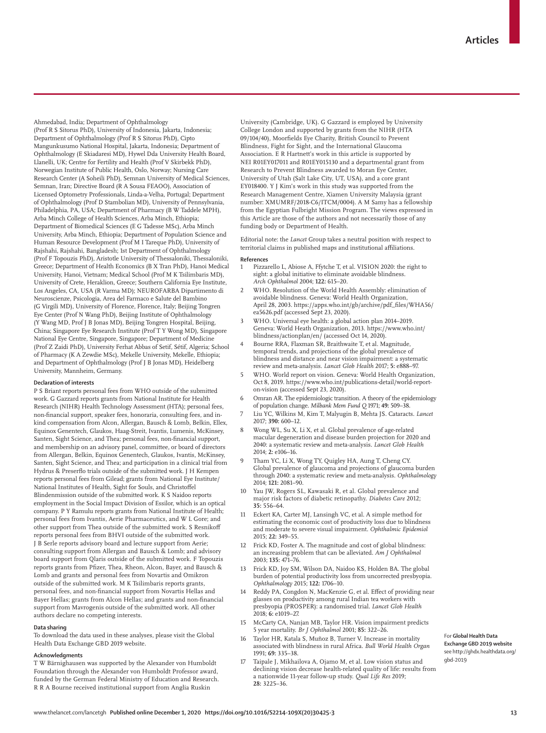Ahmedabad, India; Department of Ophthalmology (Prof R S Sitorus PhD), University of Indonesia, Jakarta, Indonesia; Department of Ophthalmology (Prof R S Sitorus PhD), Cipto Mangunkusumo National Hospital, Jakarta, Indonesia; Department of Ophthalmology (E Skiadaresi MD), Hywel Dda University Health Board, Llanelli, UK; Centre for Fertility and Health (Prof V Skirbekk PhD), Norwegian Institute of Public Health, Oslo, Norway; Nursing Care Research Center (A Soheili PhD), Semnan University of Medical Sciences, Semnan, Iran; Directive Board (R A Sousa FEAOO), Association of Licensed Optometry Professionals, Linda-a-Velha, Portugal; Department of Ophthalmology (Prof D Stambolian MD), University of Pennsylvania, Philadelphia, PA, USA; Department of Pharmacy (B W Taddele MPH), Arba Minch College of Health Sciences, Arba Minch, Ethiopia; Department of Biomedical Sciences (E G Tadesse MSc), Arba Minch University, Arba Minch, Ethiopia; Department of Population Science and Human Resource Development (Prof M I Tareque PhD), University of Rajshahi, Rajshahi, Bangladesh; 1st Department of Ophthalmology (Prof F Topouzis PhD), Aristotle University of Thessaloniki, Thessaloniki, Greece; Department of Health Economics (B X Tran PhD), Hanoi Medical University, Hanoi, Vietnam; Medical School (Prof M K Tsilimbaris MD), University of Crete, Heraklion, Greece; Southern California Eye Institute, Los Angeles, CA, USA (R Varma MD); NEUROFARBA Dipartimento di Neuroscienze, Psicologia, Area del Farmaco e Salute del Bambino (G Virgili MD), University of Florence, Florence, Italy; Beijing Tongren Eye Center (Prof N Wang PhD), Beijing Institute of Ophthalmology (Y Wang MD, Prof J B Jonas MD), Beijing Tongren Hospital, Beijing, China; Singapore Eye Research Institute (Prof T Y Wong MD), Singapore National Eye Centre, Singapore, Singapore; Department of Medicine (Prof Z Zaidi PhD), University Ferhat Abbas of Setif, Sétif, Algeria; School of Pharmacy (K A Zewdie MSc), Mekelle University, Mekelle, Ethiopia; and Department of Ophthalmology (Prof J B Jonas MD), Heidelberg University, Mannheim, Germany.

#### Declaration of interests

P S Briant reports personal fees from WHO outside of the submitted work. G Gazzard reports grants from National Institute for Health Research (NIHR) Health Technology Assessment (HTA); personal fees, non-financial support, speaker fees, honoraria, consulting fees, and in-kind compensation from Alcon, Allergan, Bausch & Lomb, Belkin, Ellex, Equinox Genentech, Glaukos, Haag-Streit, Ivantis, Lumenis, McKinsey, Santen, Sight Science, and Thea; personal fees, non-financial support, and membership on an advisory panel, committee, or board of directors from Allergan, Belkin, Equinox Genentech, Glaukos, Ivantis, McKinsey, Santen, Sight Science, and Thea; and participation in a clinical trial from Hydrus & Preserflo trials outside of the submitted work. J H Kempen reports personal fees from Gilead; grants from National Eye Institute/National Institutes of Health, Sight for Souls, and Christoffel Blindenmission outside of the submitted work. K S Naidoo reports employment in the Social Impact Division of Essilor, which is an optical company. P Y Ramulu reports grants from National Institute of Health; personal fees from Ivantis, Aerie Pharmaceutics, and W L Gore; and other support from Thea outside of the submitted work. S Resnikoff reports personal fees from BHVI outside of the submitted work. J B Serle reports advisory board and lecture support from Aerie; consulting support from Allergan and Bausch & Lomb; and advisory board support from Qlaris outside of the submitted work. F Topouzis reports grants from Pfizer, Thea, Rheon, Alcon, Bayer, and Bausch & Lomb and grants and personal fees from Novartis and Omikron outside of the submitted work. M K Tsilimbaris reports grants, personal fees, and non-financial support from Novartis Hellas and Bayer Hellas; grants from Alcon Hellas; and grants and non-financial support from Mavrogenis outside of the submitted work. All other authors declare no competing interests.

#### Data sharing

To download the data used in these analyses, please visit the Global Health Data Exchange GBD 2019 website.

For **Global Health Data Exchange GBD 2019 website** see http://ghdx.healthdata.org/gbd-2019

#### Acknowledgments

T W Bärnighausen was supported by the Alexander von Humboldt Foundation through the Alexander von Humboldt Professor award, funded by the German Federal Ministry of Education and Research. R R A Bourne received institutional support from Anglia Ruskin University (Cambridge, UK). G Gazzard is employed by University College London and supported by grants from the NIHR (HTA 09/104/40), Moorfields Eye Charity, British Council to Prevent Blindness, Fight for Sight, and the International Glaucoma Association. E R Hartnett's work in this article is supported by NEI R01EY017011 and R01EY015130 and a departmental grant from Research to Prevent Blindness awarded to Moran Eye Center, University of Utah (Salt Lake City, UT, USA), and a core grant EY018400. Y J Kim's work in this study was supported from the Research Management Centre, Xiamen University Malaysia (grant number: XMUMRF/2018-C6/ITCM/0004). A M Samy has a fellowship from the Egyptian Fulbright Mission Program. The views expressed in this Article are those of the authors and not necessarily those of any funding body or Department of Health.

Editorial note: the *Lancet* Group takes a neutral position with respect to territorial claims in published maps and institutional affiliations.

#### References

1. Pizzarello L, Abiose A, Ffytche T, et al. VISION 2020: the right to sight: a global initiative to eliminate avoidable blindness. *Arch Ophthalmol* 2004; **122:** 615–20.
2. WHO. Resolution of the World Health Assembly: elimination of avoidable blindness. Geneva: World Health Organization, April 28, 2003. https://apps.who.int/gb/archive/pdf_files/WHA56/ea5626.pdf (accessed Sept 23, 2020).
3. WHO. Universal eye health: a global action plan 2014–2019. Geneva: World Health Organization, 2013. https://www.who.int/blindness/actionplan/en/ (accessed Oct 14, 2020).
4. Bourne RRA, Flaxman SR, Braithwaite T, et al. Magnitude, temporal trends, and projections of the global prevalence of blindness and distance and near vision impairment: a systematic review and meta-analysis. *Lancet Glob Health* 2017; **5:** e888–97.
5. WHO. World report on vision. Geneva: World Health Organization, Oct 8, 2019. https://www.who.int/publications-detail/world-report-on-vision (accessed Sept 23, 2020).
6. Omran AR. The epidemiologic transition. A theory of the epidemiology of population change. *Milbank Mem Fund Q* 1971; **49:** 509–38.
7. Liu YC, Wilkins M, Kim T, Malyugin B, Mehta JS. Cataracts. *Lancet* 2017; **390:** 600–12.
8. Wong WL, Su X, Li X, et al. Global prevalence of age-related macular degeneration and disease burden projection for 2020 and 2040: a systematic review and meta-analysis. *Lancet Glob Health* 2014; **2:** e106–16.
9. Tham YC, Li X, Wong TY, Quigley HA, Aung T, Cheng CY. Global prevalence of glaucoma and projections of glaucoma burden through 2040: a systematic review and meta-analysis. *Ophthalmology* 2014; **121:** 2081–90.
10. Yau JW, Rogers SL, Kawasaki R, et al. Global prevalence and major risk factors of diabetic retinopathy. *Diabetes Care* 2012; **35:** 556–64.
11. Eckert KA, Carter MJ, Lansingh VC, et al. A simple method for estimating the economic cost of productivity loss due to blindness and moderate to severe visual impairment. *Ophthalmic Epidemiol* 2015; **22:** 349–55.
12. Frick KD, Foster A. The magnitude and cost of global blindness: an increasing problem that can be alleviated. *Am J Ophthalmol* 2003; **135:** 471–76.
13. Frick KD, Joy SM, Wilson DA, Naidoo KS, Holden BA. The global burden of potential productivity loss from uncorrected presbyopia. *Ophthalmology* 2015; **122:** 1706–10.
14. Reddy PA, Congdon N, MacKenzie G, et al. Effect of providing near glasses on productivity among rural Indian tea workers with presbyopia (PROSPER): a randomised trial. *Lancet Glob Health* 2018; **6:** e1019–27.
15. McCarty CA, Nanjan MB, Taylor HR. Vision impairment predicts 5 year mortality. *Br J Ophthalmol* 2001; **85:** 322–26.
16. Taylor HR, Katala S, Muñoz B, Turner V. Increase in mortality associated with blindness in rural Africa. *Bull World Health Organ* 1991; **69:** 335–38.
17. Taipale J, Mikhailova A, Ojamo M, et al. Low vision status and declining vision decrease health-related quality of life: results from a nationwide 11-year follow-up study. *Qual Life Res* 2019; **28:** 3225–36.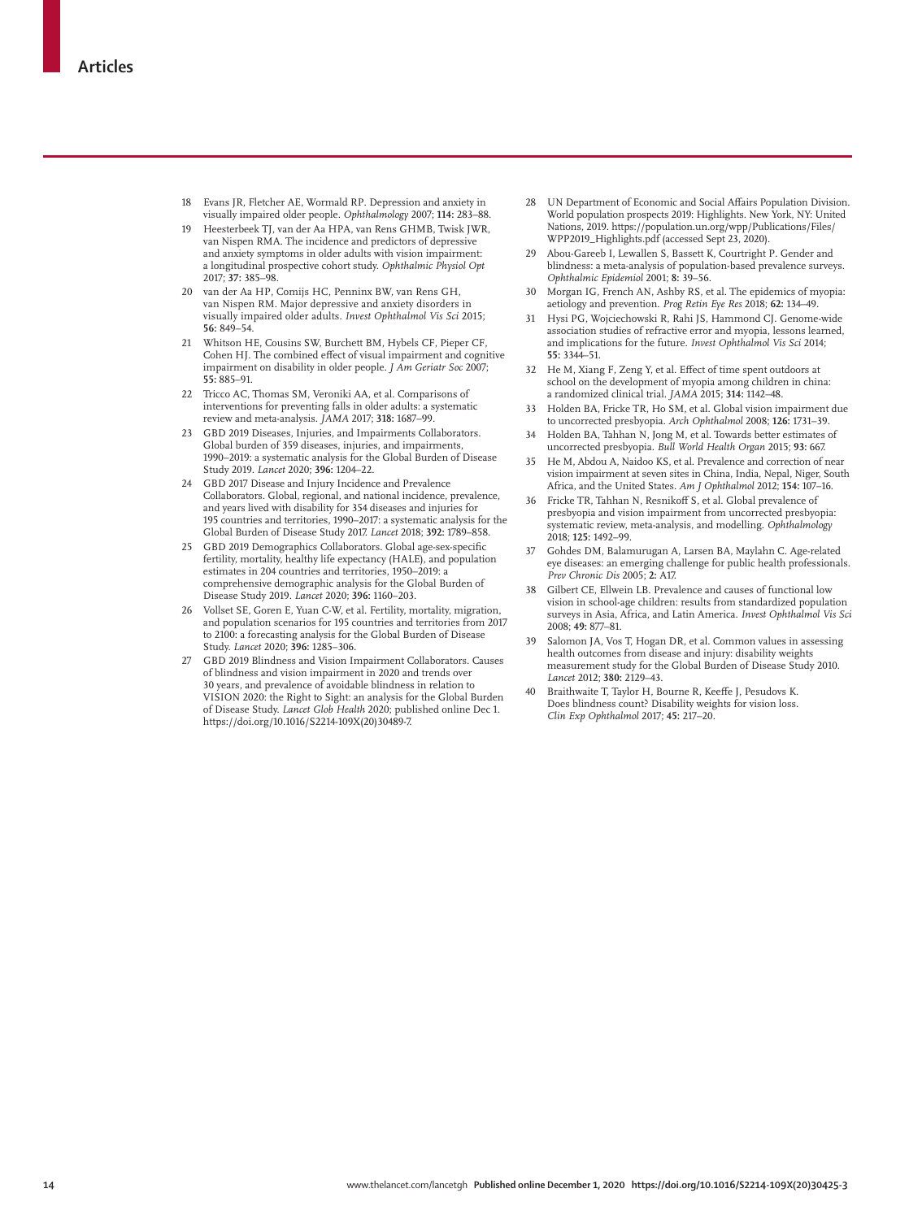18 Evans JR, Fletcher AE, Wormald RP. Depression and anxiety in visually impaired older people. *Ophthalmology* 2007; **114:** 283–88.

19 Heesterbeek TJ, van der Aa HPA, van Rens GHMB, Twisk JWR, van Nispen RMA. The incidence and predictors of depressive and anxiety symptoms in older adults with vision impairment: a longitudinal prospective cohort study. *Ophthalmic Physiol Opt* 2017; **37:** 385–98.

20 van der Aa HP, Comijs HC, Penninx BW, van Rens GH, van Nispen RM. Major depressive and anxiety disorders in visually impaired older adults. *Invest Ophthalmol Vis Sci* 2015; **56:** 849–54.

21 Whitson HE, Cousins SW, Burchett BM, Hybels CF, Pieper CF, Cohen HJ. The combined effect of visual impairment and cognitive impairment on disability in older people. *J Am Geriatr Soc* 2007; **55:** 885–91.

22 Tricco AC, Thomas SM, Veroniki AA, et al. Comparisons of interventions for preventing falls in older adults: a systematic review and meta-analysis. *JAMA* 2017; **318:** 1687–99.

23 GBD 2019 Diseases, Injuries, and Impairments Collaborators. Global burden of 359 diseases, injuries, and impairments, 1990–2019: a systematic analysis for the Global Burden of Disease Study 2019. *Lancet* 2020; **396:** 1204–22.

24 GBD 2017 Disease and Injury Incidence and Prevalence Collaborators. Global, regional, and national incidence, prevalence, and years lived with disability for 354 diseases and injuries for 195 countries and territories, 1990–2017: a systematic analysis for the Global Burden of Disease Study 2017. *Lancet* 2018; **392:** 1789–858.

25 GBD 2019 Demographics Collaborators. Global age-sex-specific fertility, mortality, healthy life expectancy (HALE), and population estimates in 204 countries and territories, 1950–2019: a comprehensive demographic analysis for the Global Burden of Disease Study 2019. *Lancet* 2020; **396:** 1160–203.

26 Vollset SE, Goren E, Yuan C-W, et al. Fertility, mortality, migration, and population scenarios for 195 countries and territories from 2017 to 2100: a forecasting analysis for the Global Burden of Disease Study. *Lancet* 2020; **396:** 1285–306.

27 GBD 2019 Blindness and Vision Impairment Collaborators. Causes of blindness and vision impairment in 2020 and trends over 30 years, and prevalence of avoidable blindness in relation to VISION 2020: the Right to Sight: an analysis for the Global Burden of Disease Study. *Lancet Glob Health* 2020; published online Dec 1. https://doi.org/10.1016/S2214-109X(20)30489-7.

28 UN Department of Economic and Social Affairs Population Division. World population prospects 2019: Highlights. New York, NY: United Nations, 2019. https://population.un.org/wpp/Publications/Files/WPP2019_Highlights.pdf (accessed Sept 23, 2020).

29 Abou-Gareeb I, Lewallen S, Bassett K, Courtright P. Gender and blindness: a meta-analysis of population-based prevalence surveys. *Ophthalmic Epidemiol* 2001; **8:** 39–56.

30 Morgan IG, French AN, Ashby RS, et al. The epidemics of myopia: aetiology and prevention. *Prog Retin Eye Res* 2018; **62:** 134–49.

31 Hysi PG, Wojciechowski R, Rahi JS, Hammond CJ. Genome-wide association studies of refractive error and myopia, lessons learned, and implications for the future. *Invest Ophthalmol Vis Sci* 2014; **55:** 3344–51.

32 He M, Xiang F, Zeng Y, et al. Effect of time spent outdoors at school on the development of myopia among children in china: a randomized clinical trial. *JAMA* 2015; **314:** 1142–48.

33 Holden BA, Fricke TR, Ho SM, et al. Global vision impairment due to uncorrected presbyopia. *Arch Ophthalmol* 2008; **126:** 1731–39.

34 Holden BA, Tahhan N, Jong M, et al. Towards better estimates of uncorrected presbyopia. *Bull World Health Organ* 2015; **93:** 667.

35 He M, Abdou A, Naidoo KS, et al. Prevalence and correction of near vision impairment at seven sites in China, India, Nepal, Niger, South Africa, and the United States. *Am J Ophthalmol* 2012; **154:** 107–16.

36 Fricke TR, Tahhan N, Resnikoff S, et al. Global prevalence of presbyopia and vision impairment from uncorrected presbyopia: systematic review, meta-analysis, and modelling. *Ophthalmology* 2018; **125:** 1492–99.

37 Gohdes DM, Balamurugan A, Larsen BA, Maylahn C. Age-related eye diseases: an emerging challenge for public health professionals. *Prev Chronic Dis* 2005; **2:** A17.

38 Gilbert CE, Ellwein LB. Prevalence and causes of functional low vision in school-age children: results from standardized population surveys in Asia, Africa, and Latin America. *Invest Ophthalmol Vis Sci* 2008; **49:** 877–81.

39 Salomon JA, Vos T, Hogan DR, et al. Common values in assessing health outcomes from disease and injury: disability weights measurement study for the Global Burden of Disease Study 2010. *Lancet* 2012; **380:** 2129–43.

40 Braithwaite T, Taylor H, Bourne R, Keeffe J, Pesudovs K. Does blindness count? Disability weights for vision loss. *Clin Exp Ophthalmol* 2017; **45:** 217–20.